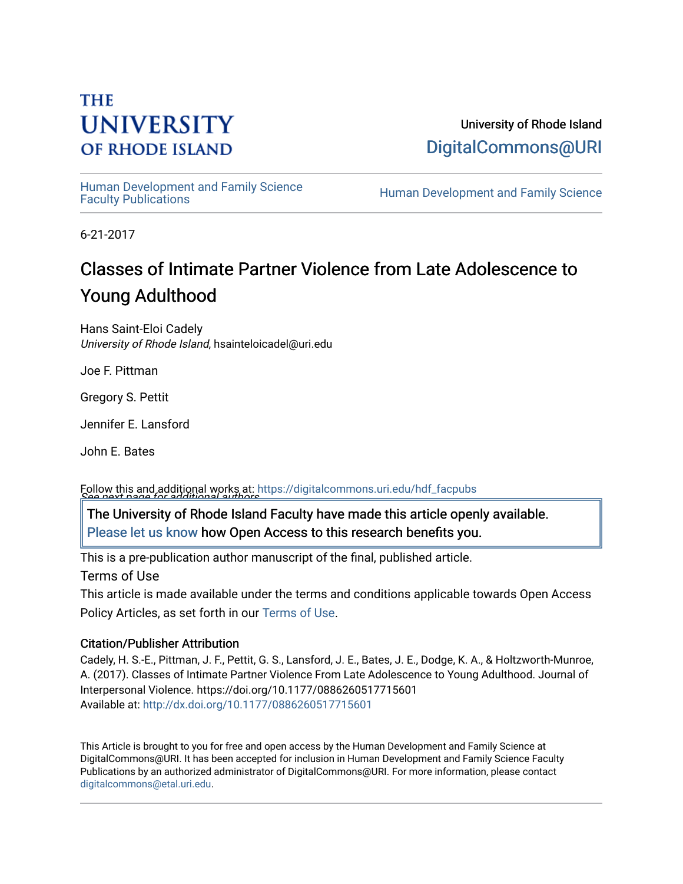THE UNIVERSITY OF RHODE ISLAND

University of Rhode Island
DigitalCommons@URI

Human Development and Family Science Faculty Publications

Human Development and Family Science

6-21-2017

# Classes of Intimate Partner Violence from Late Adolescence to Young Adulthood

Hans Saint-Eloi Cadely
*University of Rhode Island*, hsainteloicadel@uri.edu

Joe F. Pittman

Gregory S. Pettit

Jennifer E. Lansford

John E. Bates

Follow this and additional works at: https://digitalcommons.uri.edu/hdf_facpubs

*See next page for additional authors*

The University of Rhode Island Faculty have made this article openly available. Please let us know how Open Access to this research benefits you.

This is a pre-publication author manuscript of the final, published article.

Terms of Use

This article is made available under the terms and conditions applicable towards Open Access Policy Articles, as set forth in our Terms of Use.

### Citation/Publisher Attribution

Cadely, H. S.-E., Pittman, J. F., Pettit, G. S., Lansford, J. E., Bates, J. E., Dodge, K. A., & Holtzworth-Munroe, A. (2017). Classes of Intimate Partner Violence From Late Adolescence to Young Adulthood. Journal of Interpersonal Violence. https://doi.org/10.1177/0886260517715601
Available at: http://dx.doi.org/10.1177/0886260517715601

This Article is brought to you for free and open access by the Human Development and Family Science at DigitalCommons@URI. It has been accepted for inclusion in Human Development and Family Science Faculty Publications by an authorized administrator of DigitalCommons@URI. For more information, please contact digitalcommons@etal.uri.edu.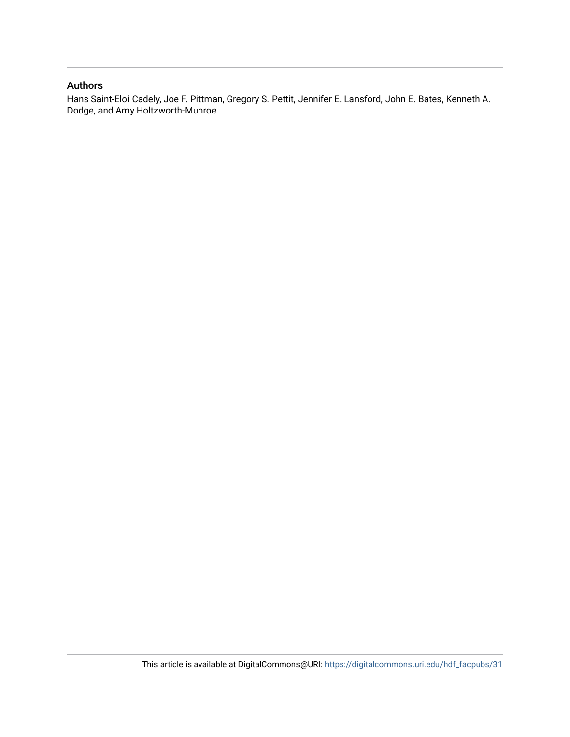## Authors

Hans Saint-Eloi Cadely, Joe F. Pittman, Gregory S. Pettit, Jennifer E. Lansford, John E. Bates, Kenneth A. Dodge, and Amy Holtzworth-Munroe

This article is available at DigitalCommons@URI: https://digitalcommons.uri.edu/hdf_facpubs/31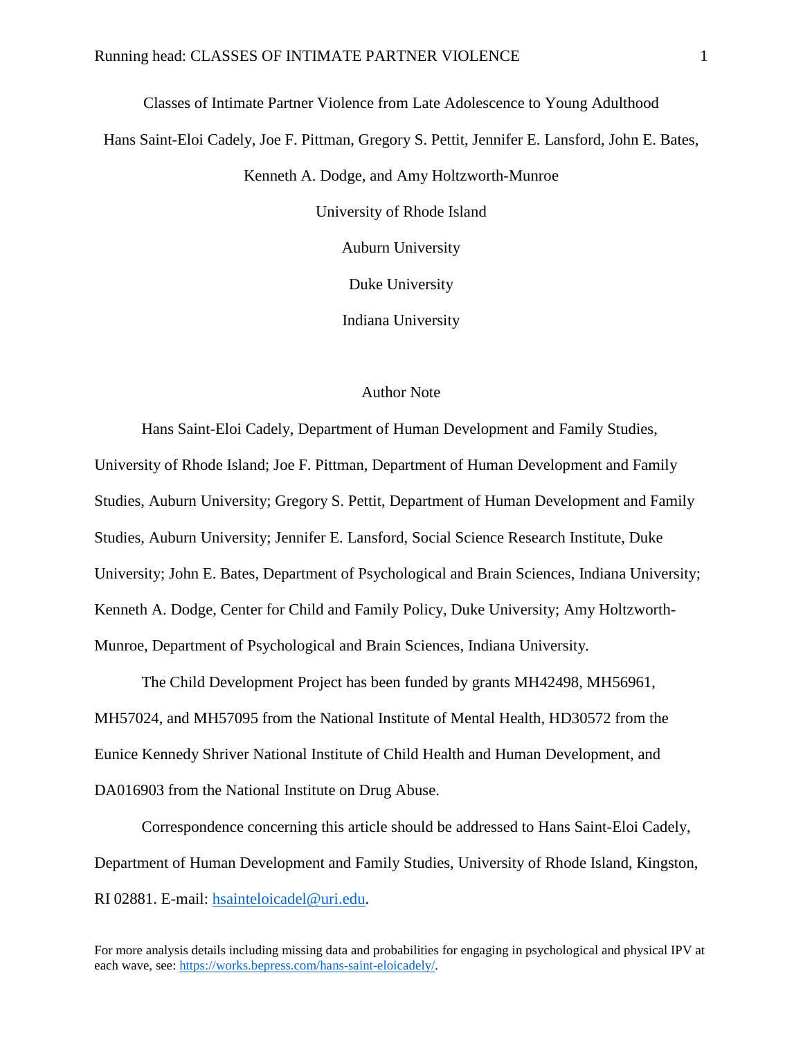# Classes of Intimate Partner Violence from Late Adolescence to Young Adulthood

Hans Saint-Eloi Cadely, Joe F. Pittman, Gregory S. Pettit, Jennifer E. Lansford, John E. Bates, Kenneth A. Dodge, and Amy Holtzworth-Munroe

University of Rhode Island

Auburn University

Duke University

Indiana University

## Author Note

Hans Saint-Eloi Cadely, Department of Human Development and Family Studies, University of Rhode Island; Joe F. Pittman, Department of Human Development and Family Studies, Auburn University; Gregory S. Pettit, Department of Human Development and Family Studies, Auburn University; Jennifer E. Lansford, Social Science Research Institute, Duke University; John E. Bates, Department of Psychological and Brain Sciences, Indiana University; Kenneth A. Dodge, Center for Child and Family Policy, Duke University; Amy Holtzworth-Munroe, Department of Psychological and Brain Sciences, Indiana University.

The Child Development Project has been funded by grants MH42498, MH56961, MH57024, and MH57095 from the National Institute of Mental Health, HD30572 from the Eunice Kennedy Shriver National Institute of Child Health and Human Development, and DA016903 from the National Institute on Drug Abuse.

Correspondence concerning this article should be addressed to Hans Saint-Eloi Cadely, Department of Human Development and Family Studies, University of Rhode Island, Kingston, RI 02881. E-mail: hsainteloicadel@uri.edu.

For more analysis details including missing data and probabilities for engaging in psychological and physical IPV at each wave, see: https://works.bepress.com/hans-saint-eloicadely/.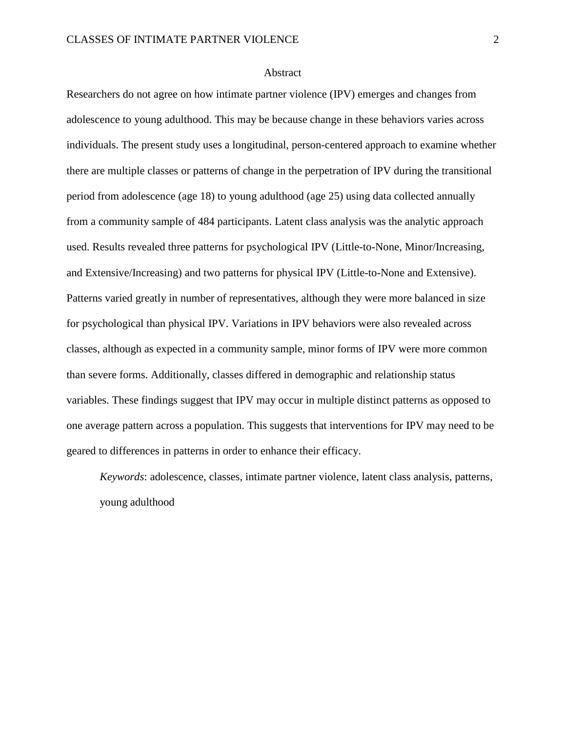## Abstract

Researchers do not agree on how intimate partner violence (IPV) emerges and changes from adolescence to young adulthood. This may be because change in these behaviors varies across individuals. The present study uses a longitudinal, person-centered approach to examine whether there are multiple classes or patterns of change in the perpetration of IPV during the transitional period from adolescence (age 18) to young adulthood (age 25) using data collected annually from a community sample of 484 participants. Latent class analysis was the analytic approach used. Results revealed three patterns for psychological IPV (Little-to-None, Minor/Increasing, and Extensive/Increasing) and two patterns for physical IPV (Little-to-None and Extensive). Patterns varied greatly in number of representatives, although they were more balanced in size for psychological than physical IPV. Variations in IPV behaviors were also revealed across classes, although as expected in a community sample, minor forms of IPV were more common than severe forms. Additionally, classes differed in demographic and relationship status variables. These findings suggest that IPV may occur in multiple distinct patterns as opposed to one average pattern across a population. This suggests that interventions for IPV may need to be geared to differences in patterns in order to enhance their efficacy.

*Keywords*: adolescence, classes, intimate partner violence, latent class analysis, patterns, young adulthood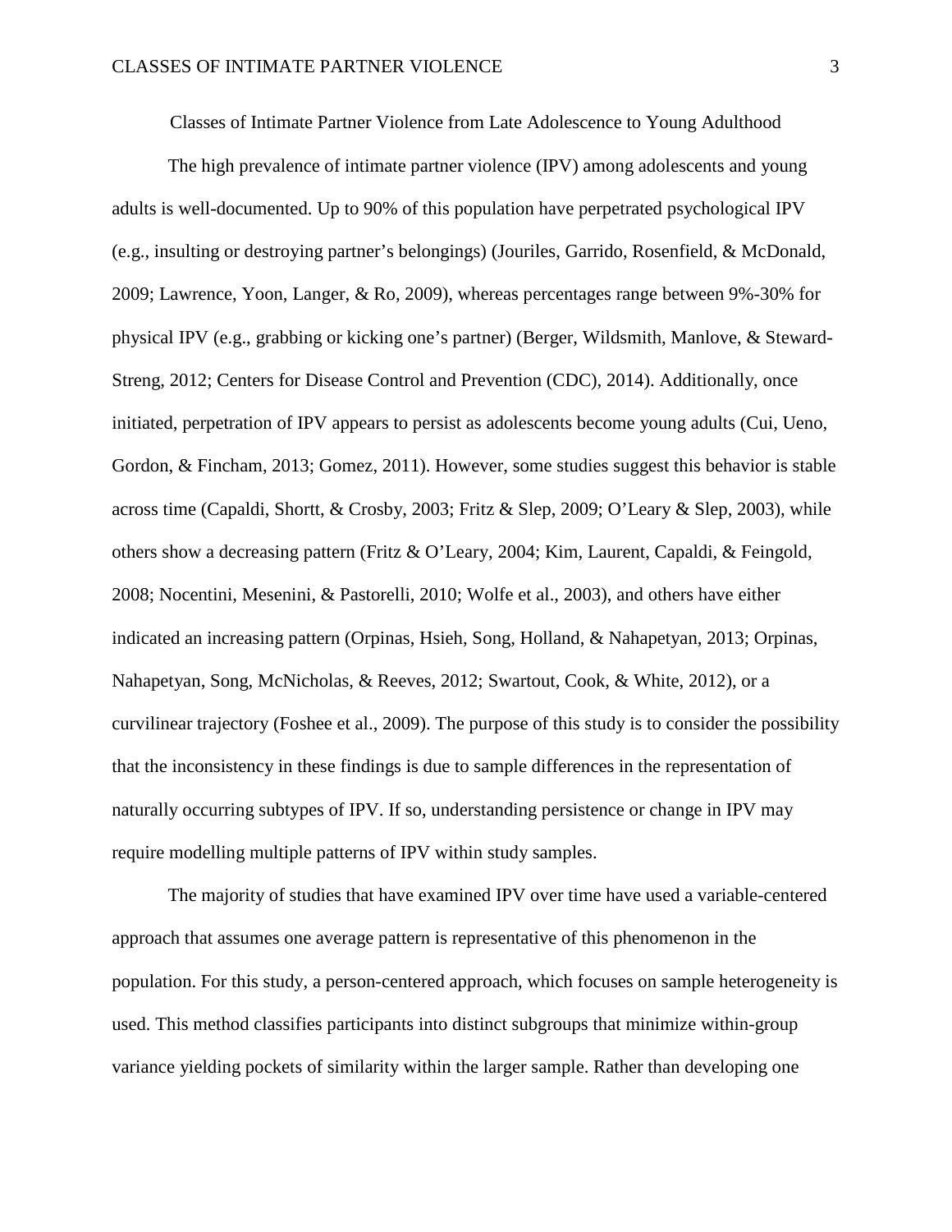# Classes of Intimate Partner Violence from Late Adolescence to Young Adulthood

The high prevalence of intimate partner violence (IPV) among adolescents and young adults is well-documented. Up to 90% of this population have perpetrated psychological IPV (e.g., insulting or destroying partner's belongings) (Jouriles, Garrido, Rosenfield, & McDonald, 2009; Lawrence, Yoon, Langer, & Ro, 2009), whereas percentages range between 9%-30% for physical IPV (e.g., grabbing or kicking one's partner) (Berger, Wildsmith, Manlove, & Steward-Streng, 2012; Centers for Disease Control and Prevention (CDC), 2014). Additionally, once initiated, perpetration of IPV appears to persist as adolescents become young adults (Cui, Ueno, Gordon, & Fincham, 2013; Gomez, 2011). However, some studies suggest this behavior is stable across time (Capaldi, Shortt, & Crosby, 2003; Fritz & Slep, 2009; O'Leary & Slep, 2003), while others show a decreasing pattern (Fritz & O'Leary, 2004; Kim, Laurent, Capaldi, & Feingold, 2008; Nocentini, Mesenini, & Pastorelli, 2010; Wolfe et al., 2003), and others have either indicated an increasing pattern (Orpinas, Hsieh, Song, Holland, & Nahapetyan, 2013; Orpinas, Nahapetyan, Song, McNicholas, & Reeves, 2012; Swartout, Cook, & White, 2012), or a curvilinear trajectory (Foshee et al., 2009). The purpose of this study is to consider the possibility that the inconsistency in these findings is due to sample differences in the representation of naturally occurring subtypes of IPV. If so, understanding persistence or change in IPV may require modelling multiple patterns of IPV within study samples.

The majority of studies that have examined IPV over time have used a variable-centered approach that assumes one average pattern is representative of this phenomenon in the population. For this study, a person-centered approach, which focuses on sample heterogeneity is used. This method classifies participants into distinct subgroups that minimize within-group variance yielding pockets of similarity within the larger sample. Rather than developing one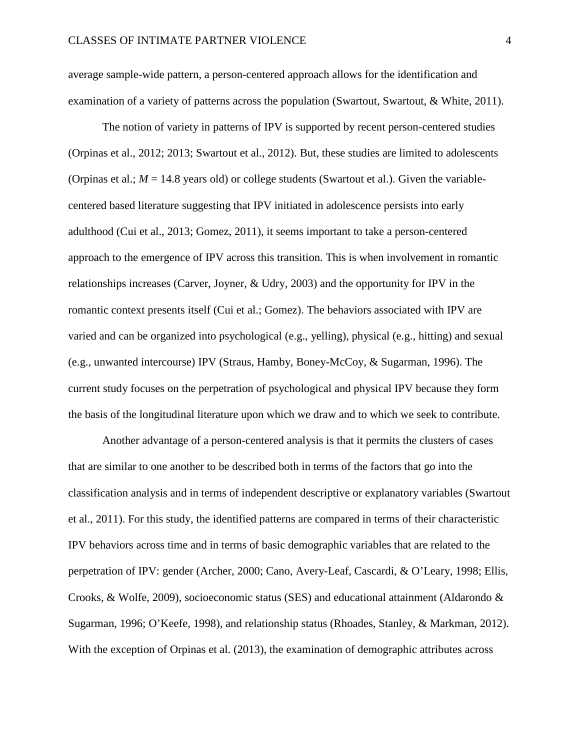average sample-wide pattern, a person-centered approach allows for the identification and examination of a variety of patterns across the population (Swartout, Swartout, & White, 2011).

The notion of variety in patterns of IPV is supported by recent person-centered studies (Orpinas et al., 2012; 2013; Swartout et al., 2012). But, these studies are limited to adolescents (Orpinas et al.; *M* = 14.8 years old) or college students (Swartout et al.). Given the variable-centered based literature suggesting that IPV initiated in adolescence persists into early adulthood (Cui et al., 2013; Gomez, 2011), it seems important to take a person-centered approach to the emergence of IPV across this transition. This is when involvement in romantic relationships increases (Carver, Joyner, & Udry, 2003) and the opportunity for IPV in the romantic context presents itself (Cui et al.; Gomez). The behaviors associated with IPV are varied and can be organized into psychological (e.g., yelling), physical (e.g., hitting) and sexual (e.g., unwanted intercourse) IPV (Straus, Hamby, Boney-McCoy, & Sugarman, 1996). The current study focuses on the perpetration of psychological and physical IPV because they form the basis of the longitudinal literature upon which we draw and to which we seek to contribute.

Another advantage of a person-centered analysis is that it permits the clusters of cases that are similar to one another to be described both in terms of the factors that go into the classification analysis and in terms of independent descriptive or explanatory variables (Swartout et al., 2011). For this study, the identified patterns are compared in terms of their characteristic IPV behaviors across time and in terms of basic demographic variables that are related to the perpetration of IPV: gender (Archer, 2000; Cano, Avery-Leaf, Cascardi, & O'Leary, 1998; Ellis, Crooks, & Wolfe, 2009), socioeconomic status (SES) and educational attainment (Aldarondo & Sugarman, 1996; O'Keefe, 1998), and relationship status (Rhoades, Stanley, & Markman, 2012). With the exception of Orpinas et al. (2013), the examination of demographic attributes across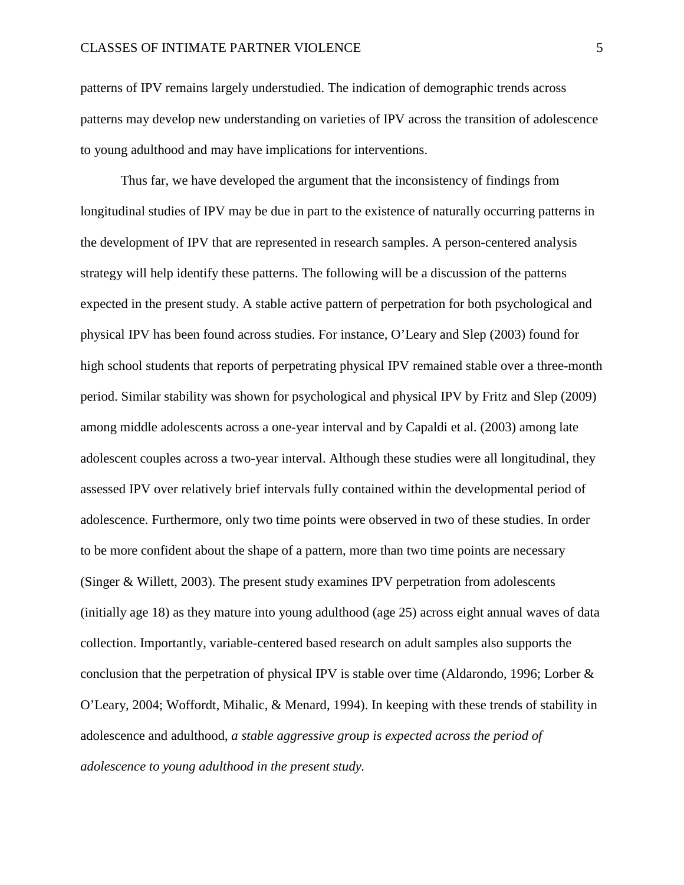patterns of IPV remains largely understudied. The indication of demographic trends across patterns may develop new understanding on varieties of IPV across the transition of adolescence to young adulthood and may have implications for interventions.

Thus far, we have developed the argument that the inconsistency of findings from longitudinal studies of IPV may be due in part to the existence of naturally occurring patterns in the development of IPV that are represented in research samples. A person-centered analysis strategy will help identify these patterns. The following will be a discussion of the patterns expected in the present study. A stable active pattern of perpetration for both psychological and physical IPV has been found across studies. For instance, O'Leary and Slep (2003) found for high school students that reports of perpetrating physical IPV remained stable over a three-month period. Similar stability was shown for psychological and physical IPV by Fritz and Slep (2009) among middle adolescents across a one-year interval and by Capaldi et al. (2003) among late adolescent couples across a two-year interval. Although these studies were all longitudinal, they assessed IPV over relatively brief intervals fully contained within the developmental period of adolescence. Furthermore, only two time points were observed in two of these studies. In order to be more confident about the shape of a pattern, more than two time points are necessary (Singer & Willett, 2003). The present study examines IPV perpetration from adolescents (initially age 18) as they mature into young adulthood (age 25) across eight annual waves of data collection. Importantly, variable-centered based research on adult samples also supports the conclusion that the perpetration of physical IPV is stable over time (Aldarondo, 1996; Lorber & O'Leary, 2004; Woffordt, Mihalic, & Menard, 1994). In keeping with these trends of stability in adolescence and adulthood, *a stable aggressive group is expected across the period of adolescence to young adulthood in the present study.*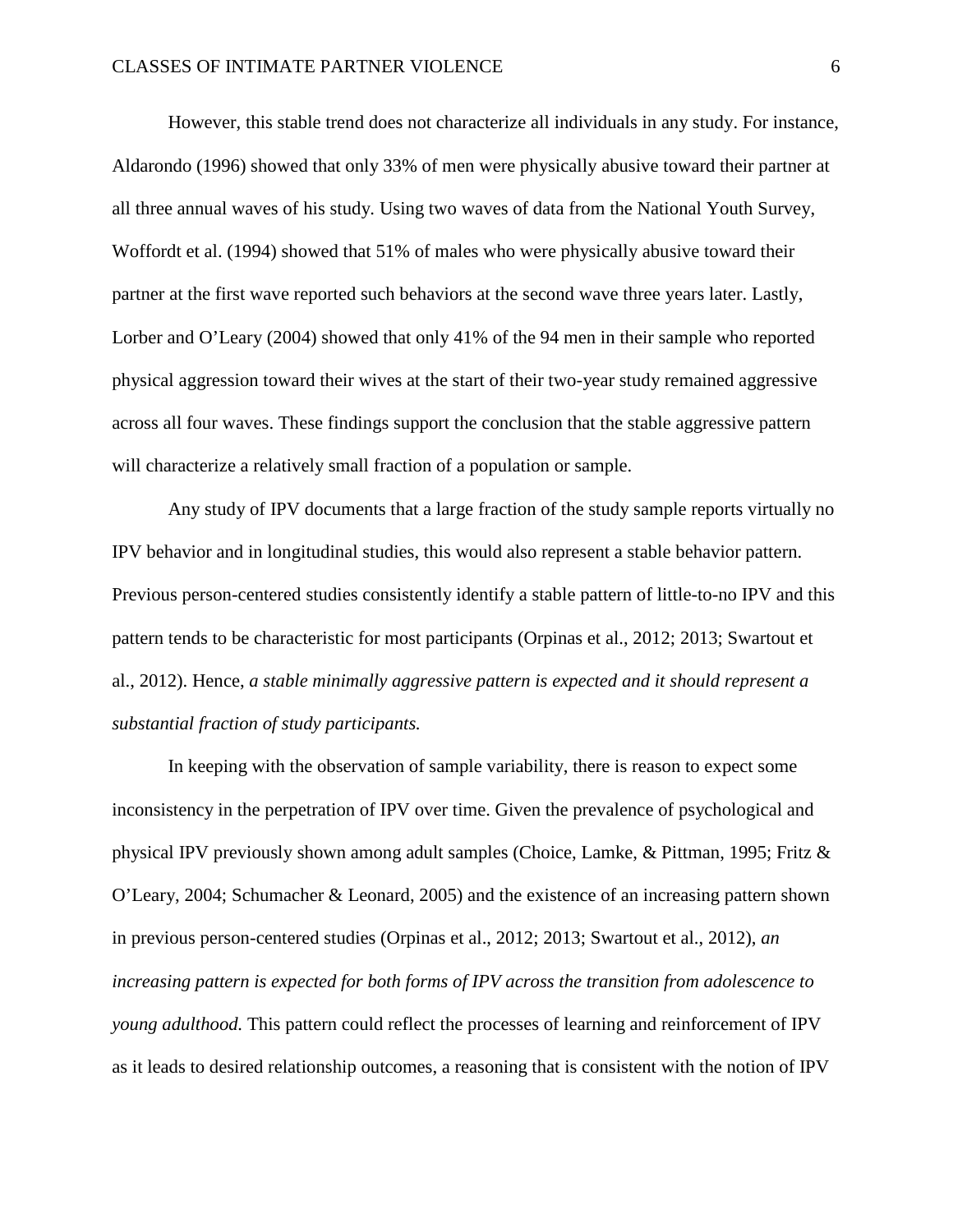However, this stable trend does not characterize all individuals in any study. For instance, Aldarondo (1996) showed that only 33% of men were physically abusive toward their partner at all three annual waves of his study. Using two waves of data from the National Youth Survey, Woffordt et al. (1994) showed that 51% of males who were physically abusive toward their partner at the first wave reported such behaviors at the second wave three years later. Lastly, Lorber and O'Leary (2004) showed that only 41% of the 94 men in their sample who reported physical aggression toward their wives at the start of their two-year study remained aggressive across all four waves. These findings support the conclusion that the stable aggressive pattern will characterize a relatively small fraction of a population or sample.

Any study of IPV documents that a large fraction of the study sample reports virtually no IPV behavior and in longitudinal studies, this would also represent a stable behavior pattern. Previous person-centered studies consistently identify a stable pattern of little-to-no IPV and this pattern tends to be characteristic for most participants (Orpinas et al., 2012; 2013; Swartout et al., 2012). Hence, *a stable minimally aggressive pattern is expected and it should represent a substantial fraction of study participants.*

In keeping with the observation of sample variability, there is reason to expect some inconsistency in the perpetration of IPV over time. Given the prevalence of psychological and physical IPV previously shown among adult samples (Choice, Lamke, & Pittman, 1995; Fritz & O'Leary, 2004; Schumacher & Leonard, 2005) and the existence of an increasing pattern shown in previous person-centered studies (Orpinas et al., 2012; 2013; Swartout et al., 2012), *an increasing pattern is expected for both forms of IPV across the transition from adolescence to young adulthood.* This pattern could reflect the processes of learning and reinforcement of IPV as it leads to desired relationship outcomes, a reasoning that is consistent with the notion of IPV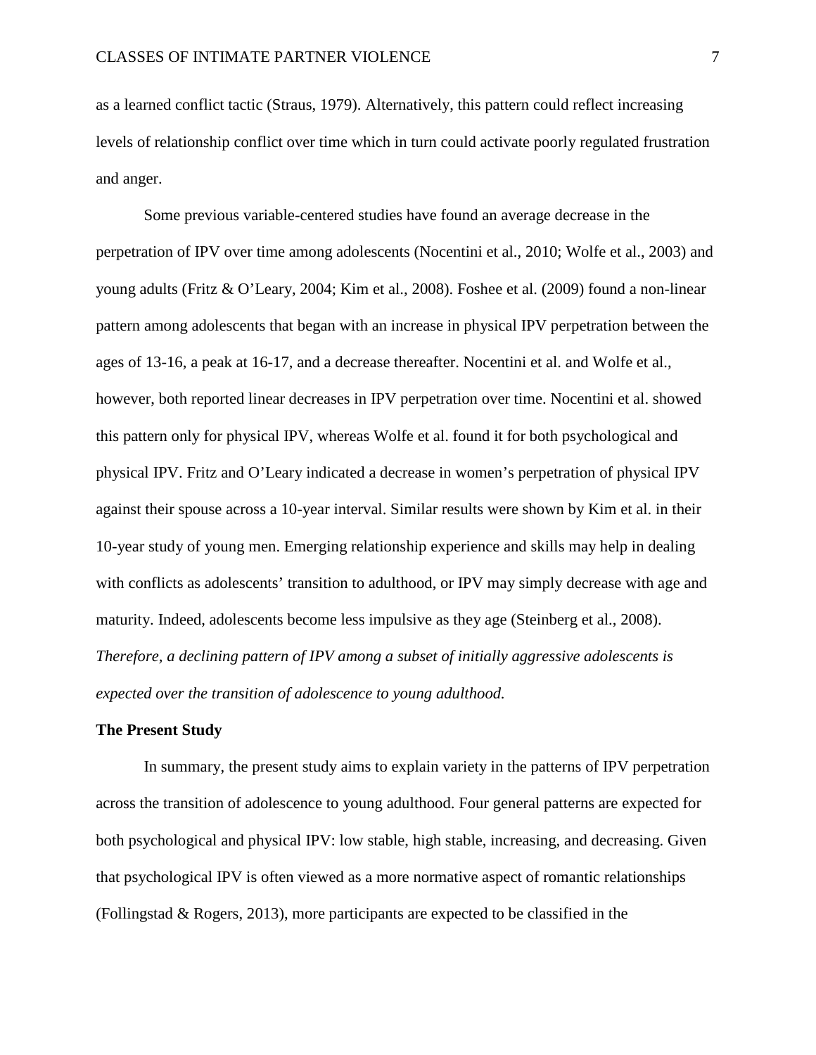as a learned conflict tactic (Straus, 1979). Alternatively, this pattern could reflect increasing levels of relationship conflict over time which in turn could activate poorly regulated frustration and anger.

Some previous variable-centered studies have found an average decrease in the perpetration of IPV over time among adolescents (Nocentini et al., 2010; Wolfe et al., 2003) and young adults (Fritz & O'Leary, 2004; Kim et al., 2008). Foshee et al. (2009) found a non-linear pattern among adolescents that began with an increase in physical IPV perpetration between the ages of 13-16, a peak at 16-17, and a decrease thereafter. Nocentini et al. and Wolfe et al., however, both reported linear decreases in IPV perpetration over time. Nocentini et al. showed this pattern only for physical IPV, whereas Wolfe et al. found it for both psychological and physical IPV. Fritz and O'Leary indicated a decrease in women's perpetration of physical IPV against their spouse across a 10-year interval. Similar results were shown by Kim et al. in their 10-year study of young men. Emerging relationship experience and skills may help in dealing with conflicts as adolescents' transition to adulthood, or IPV may simply decrease with age and maturity. Indeed, adolescents become less impulsive as they age (Steinberg et al., 2008). *Therefore, a declining pattern of IPV among a subset of initially aggressive adolescents is expected over the transition of adolescence to young adulthood.*

## The Present Study

In summary, the present study aims to explain variety in the patterns of IPV perpetration across the transition of adolescence to young adulthood. Four general patterns are expected for both psychological and physical IPV: low stable, high stable, increasing, and decreasing. Given that psychological IPV is often viewed as a more normative aspect of romantic relationships (Follingstad & Rogers, 2013), more participants are expected to be classified in the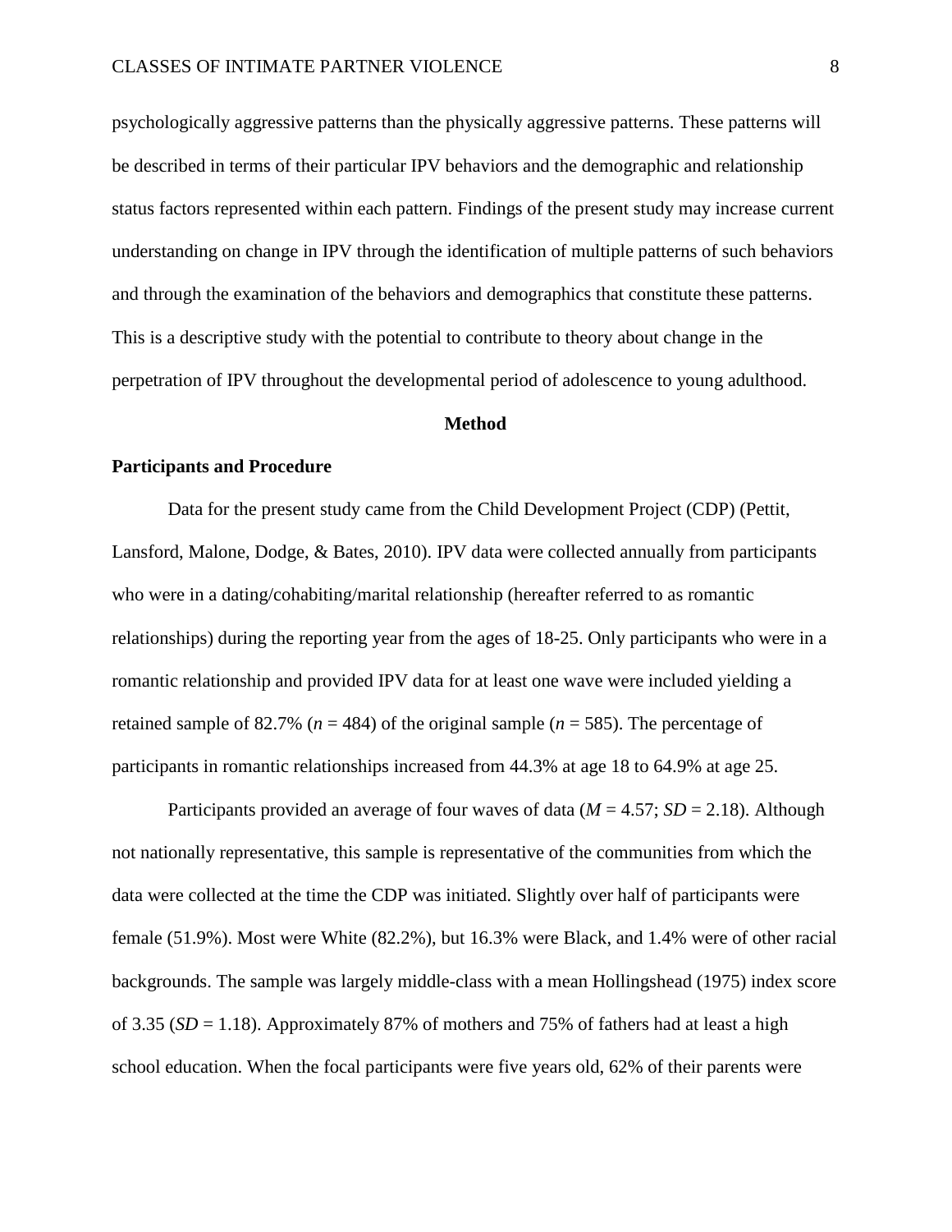psychologically aggressive patterns than the physically aggressive patterns. These patterns will be described in terms of their particular IPV behaviors and the demographic and relationship status factors represented within each pattern. Findings of the present study may increase current understanding on change in IPV through the identification of multiple patterns of such behaviors and through the examination of the behaviors and demographics that constitute these patterns. This is a descriptive study with the potential to contribute to theory about change in the perpetration of IPV throughout the developmental period of adolescence to young adulthood.

# Method

## Participants and Procedure

Data for the present study came from the Child Development Project (CDP) (Pettit, Lansford, Malone, Dodge, & Bates, 2010). IPV data were collected annually from participants who were in a dating/cohabiting/marital relationship (hereafter referred to as romantic relationships) during the reporting year from the ages of 18-25. Only participants who were in a romantic relationship and provided IPV data for at least one wave were included yielding a retained sample of 82.7% ($n$ = 484) of the original sample ($n$ = 585). The percentage of participants in romantic relationships increased from 44.3% at age 18 to 64.9% at age 25.

Participants provided an average of four waves of data ($M$ = 4.57; $SD$ = 2.18). Although not nationally representative, this sample is representative of the communities from which the data were collected at the time the CDP was initiated. Slightly over half of participants were female (51.9%). Most were White (82.2%), but 16.3% were Black, and 1.4% were of other racial backgrounds. The sample was largely middle-class with a mean Hollingshead (1975) index score of 3.35 ($SD$ = 1.18). Approximately 87% of mothers and 75% of fathers had at least a high school education. When the focal participants were five years old, 62% of their parents were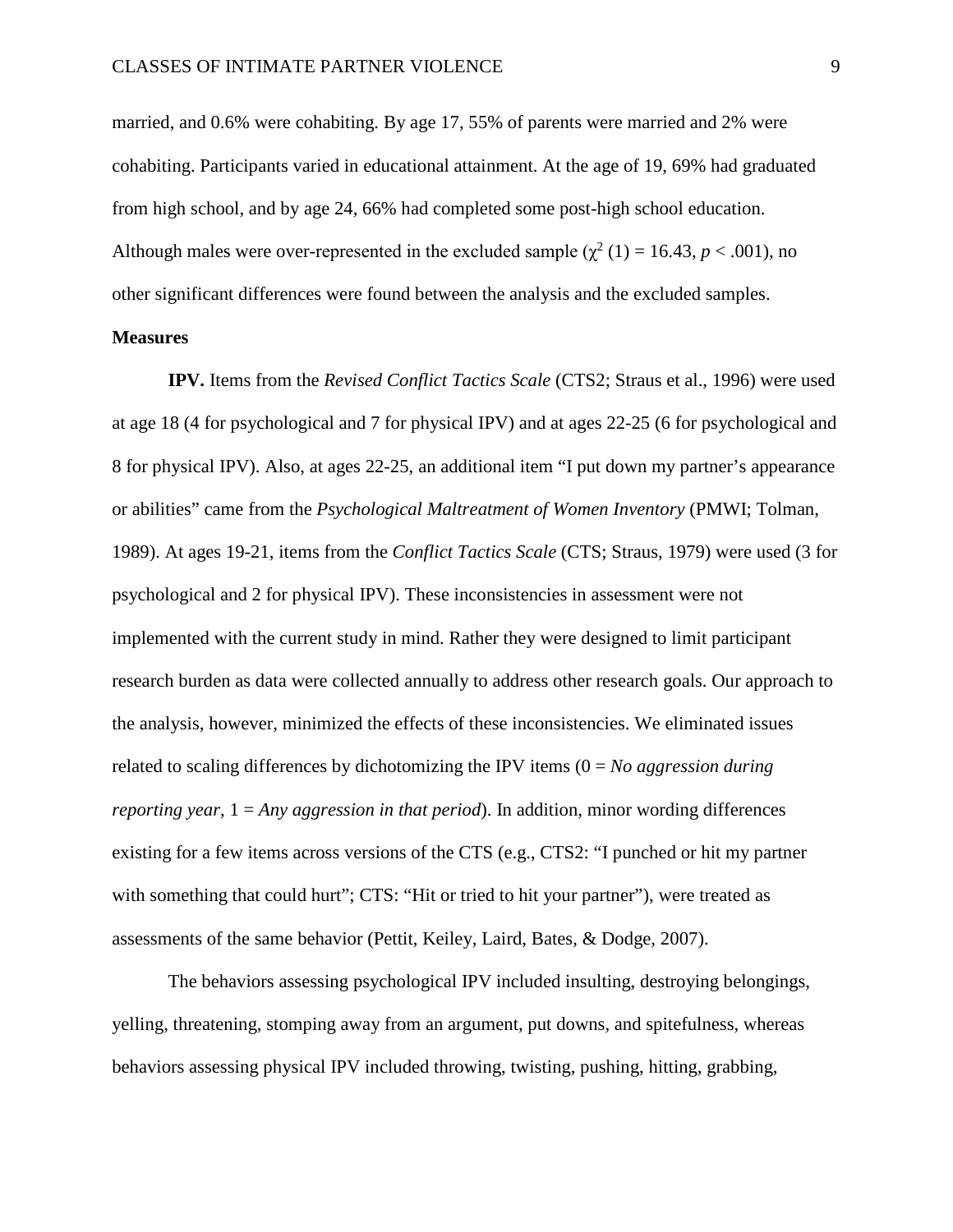married, and 0.6% were cohabiting. By age 17, 55% of parents were married and 2% were cohabiting. Participants varied in educational attainment. At the age of 19, 69% had graduated from high school, and by age 24, 66% had completed some post-high school education. Although males were over-represented in the excluded sample ($\chi^2$ (1) = 16.43, $p < .001$), no other significant differences were found between the analysis and the excluded samples.

**Measures**

**IPV.** Items from the *Revised Conflict Tactics Scale* (CTS2; Straus et al., 1996) were used at age 18 (4 for psychological and 7 for physical IPV) and at ages 22-25 (6 for psychological and 8 for physical IPV). Also, at ages 22-25, an additional item "I put down my partner's appearance or abilities" came from the *Psychological Maltreatment of Women Inventory* (PMWI; Tolman, 1989). At ages 19-21, items from the *Conflict Tactics Scale* (CTS; Straus, 1979) were used (3 for psychological and 2 for physical IPV). These inconsistencies in assessment were not implemented with the current study in mind. Rather they were designed to limit participant research burden as data were collected annually to address other research goals. Our approach to the analysis, however, minimized the effects of these inconsistencies. We eliminated issues related to scaling differences by dichotomizing the IPV items (0 = *No aggression during reporting year*, 1 = *Any aggression in that period*). In addition, minor wording differences existing for a few items across versions of the CTS (e.g., CTS2: "I punched or hit my partner with something that could hurt"; CTS: "Hit or tried to hit your partner"), were treated as assessments of the same behavior (Pettit, Keiley, Laird, Bates, & Dodge, 2007).

The behaviors assessing psychological IPV included insulting, destroying belongings, yelling, threatening, stomping away from an argument, put downs, and spitefulness, whereas behaviors assessing physical IPV included throwing, twisting, pushing, hitting, grabbing,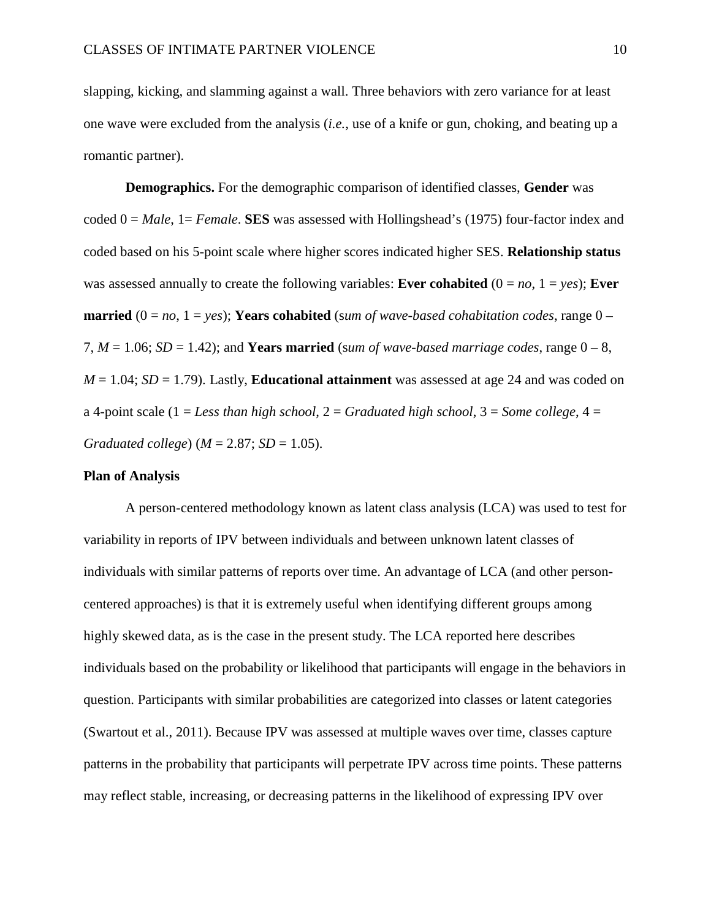slapping, kicking, and slamming against a wall. Three behaviors with zero variance for at least one wave were excluded from the analysis (*i.e.*, use of a knife or gun, choking, and beating up a romantic partner).

**Demographics.** For the demographic comparison of identified classes, **Gender** was coded 0 = *Male*, 1= *Female*. **SES** was assessed with Hollingshead's (1975) four-factor index and coded based on his 5-point scale where higher scores indicated higher SES. **Relationship status** was assessed annually to create the following variables: **Ever cohabited** (0 = *no*, 1 = *yes*); **Ever married** (0 = *no*, 1 = *yes*); **Years cohabited** (s*um of wave-based cohabitation codes*, range 0 – 7, $M$ = 1.06; $SD$ = 1.42); and **Years married** (s*um of wave-based marriage codes*, range 0 – 8, $M$ = 1.04; $SD$ = 1.79). Lastly, **Educational attainment** was assessed at age 24 and was coded on a 4-point scale (1 = *Less than high school*, 2 = *Graduated high school*, 3 = *Some college*, 4 = *Graduated college*) ($M$ = 2.87; $SD$ = 1.05).

## Plan of Analysis

A person-centered methodology known as latent class analysis (LCA) was used to test for variability in reports of IPV between individuals and between unknown latent classes of individuals with similar patterns of reports over time. An advantage of LCA (and other person-centered approaches) is that it is extremely useful when identifying different groups among highly skewed data, as is the case in the present study. The LCA reported here describes individuals based on the probability or likelihood that participants will engage in the behaviors in question. Participants with similar probabilities are categorized into classes or latent categories (Swartout et al., 2011). Because IPV was assessed at multiple waves over time, classes capture patterns in the probability that participants will perpetrate IPV across time points. These patterns may reflect stable, increasing, or decreasing patterns in the likelihood of expressing IPV over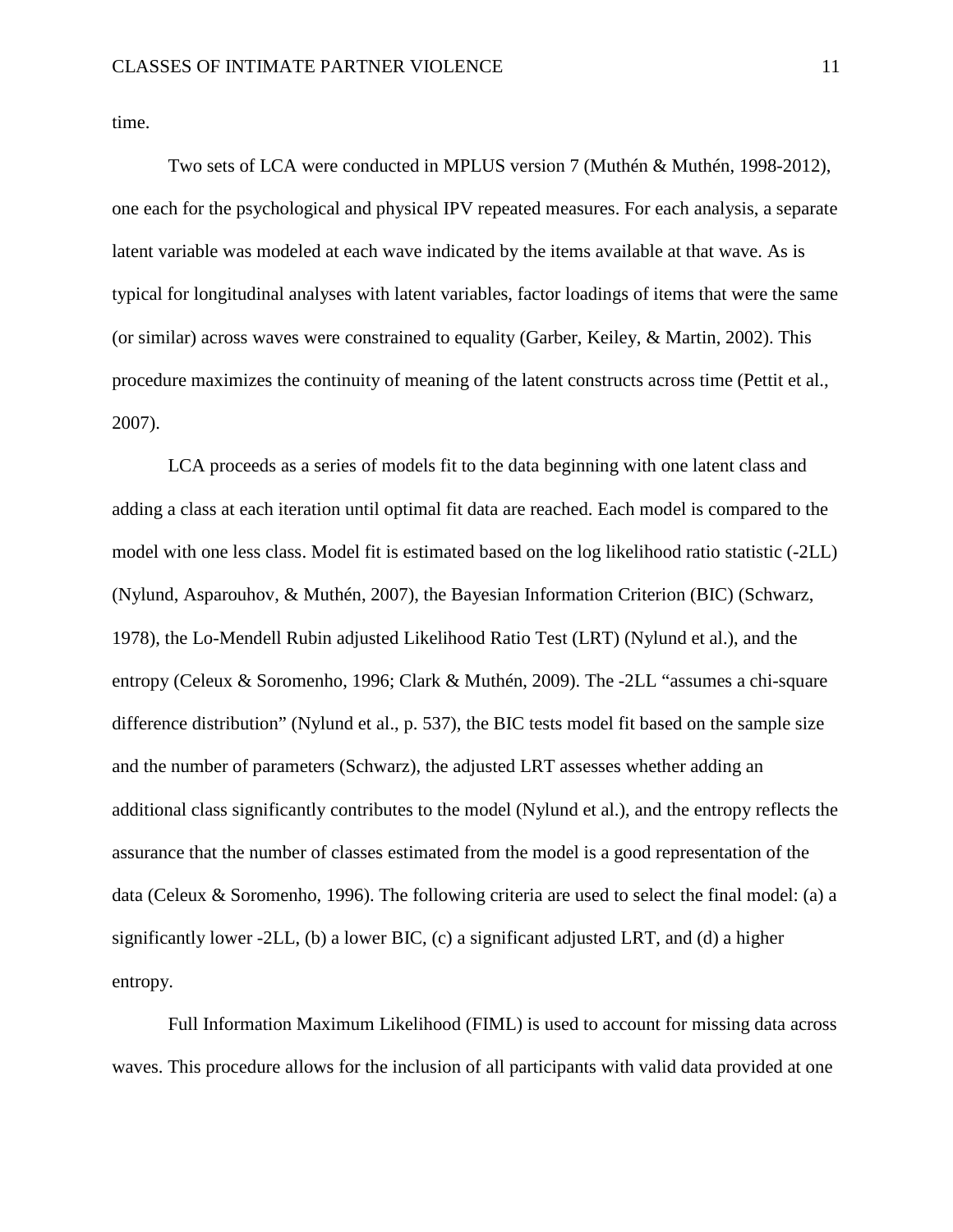time.

Two sets of LCA were conducted in MPLUS version 7 (Muthén & Muthén, 1998-2012), one each for the psychological and physical IPV repeated measures. For each analysis, a separate latent variable was modeled at each wave indicated by the items available at that wave. As is typical for longitudinal analyses with latent variables, factor loadings of items that were the same (or similar) across waves were constrained to equality (Garber, Keiley, & Martin, 2002). This procedure maximizes the continuity of meaning of the latent constructs across time (Pettit et al., 2007).

LCA proceeds as a series of models fit to the data beginning with one latent class and adding a class at each iteration until optimal fit data are reached. Each model is compared to the model with one less class. Model fit is estimated based on the log likelihood ratio statistic (-2LL) (Nylund, Asparouhov, & Muthén, 2007), the Bayesian Information Criterion (BIC) (Schwarz, 1978), the Lo-Mendell Rubin adjusted Likelihood Ratio Test (LRT) (Nylund et al.), and the entropy (Celeux & Soromenho, 1996; Clark & Muthén, 2009). The -2LL "assumes a chi-square difference distribution" (Nylund et al., p. 537), the BIC tests model fit based on the sample size and the number of parameters (Schwarz), the adjusted LRT assesses whether adding an additional class significantly contributes to the model (Nylund et al.), and the entropy reflects the assurance that the number of classes estimated from the model is a good representation of the data (Celeux & Soromenho, 1996). The following criteria are used to select the final model: (a) a significantly lower -2LL, (b) a lower BIC, (c) a significant adjusted LRT, and (d) a higher entropy.

Full Information Maximum Likelihood (FIML) is used to account for missing data across waves. This procedure allows for the inclusion of all participants with valid data provided at one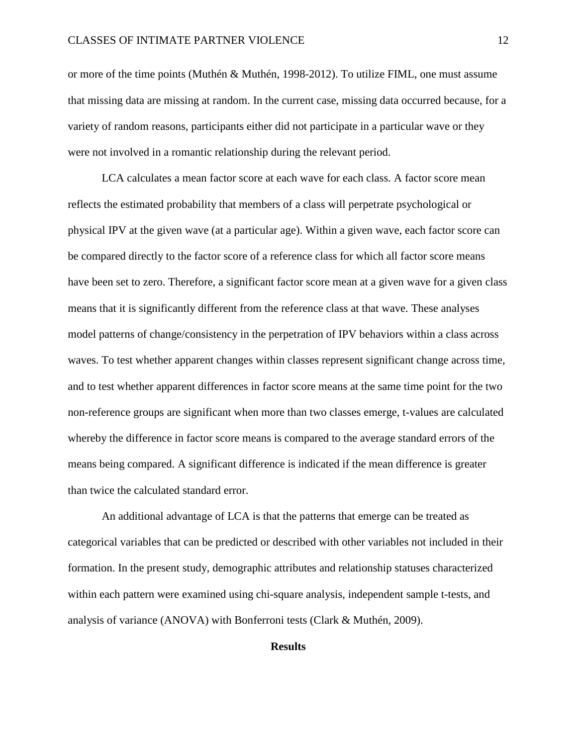or more of the time points (Muthén & Muthén, 1998-2012). To utilize FIML, one must assume that missing data are missing at random. In the current case, missing data occurred because, for a variety of random reasons, participants either did not participate in a particular wave or they were not involved in a romantic relationship during the relevant period.

LCA calculates a mean factor score at each wave for each class. A factor score mean reflects the estimated probability that members of a class will perpetrate psychological or physical IPV at the given wave (at a particular age). Within a given wave, each factor score can be compared directly to the factor score of a reference class for which all factor score means have been set to zero. Therefore, a significant factor score mean at a given wave for a given class means that it is significantly different from the reference class at that wave. These analyses model patterns of change/consistency in the perpetration of IPV behaviors within a class across waves. To test whether apparent changes within classes represent significant change across time, and to test whether apparent differences in factor score means at the same time point for the two non-reference groups are significant when more than two classes emerge, t-values are calculated whereby the difference in factor score means is compared to the average standard errors of the means being compared. A significant difference is indicated if the mean difference is greater than twice the calculated standard error.

An additional advantage of LCA is that the patterns that emerge can be treated as categorical variables that can be predicted or described with other variables not included in their formation. In the present study, demographic attributes and relationship statuses characterized within each pattern were examined using chi-square analysis, independent sample t-tests, and analysis of variance (ANOVA) with Bonferroni tests (Clark & Muthén, 2009).

## Results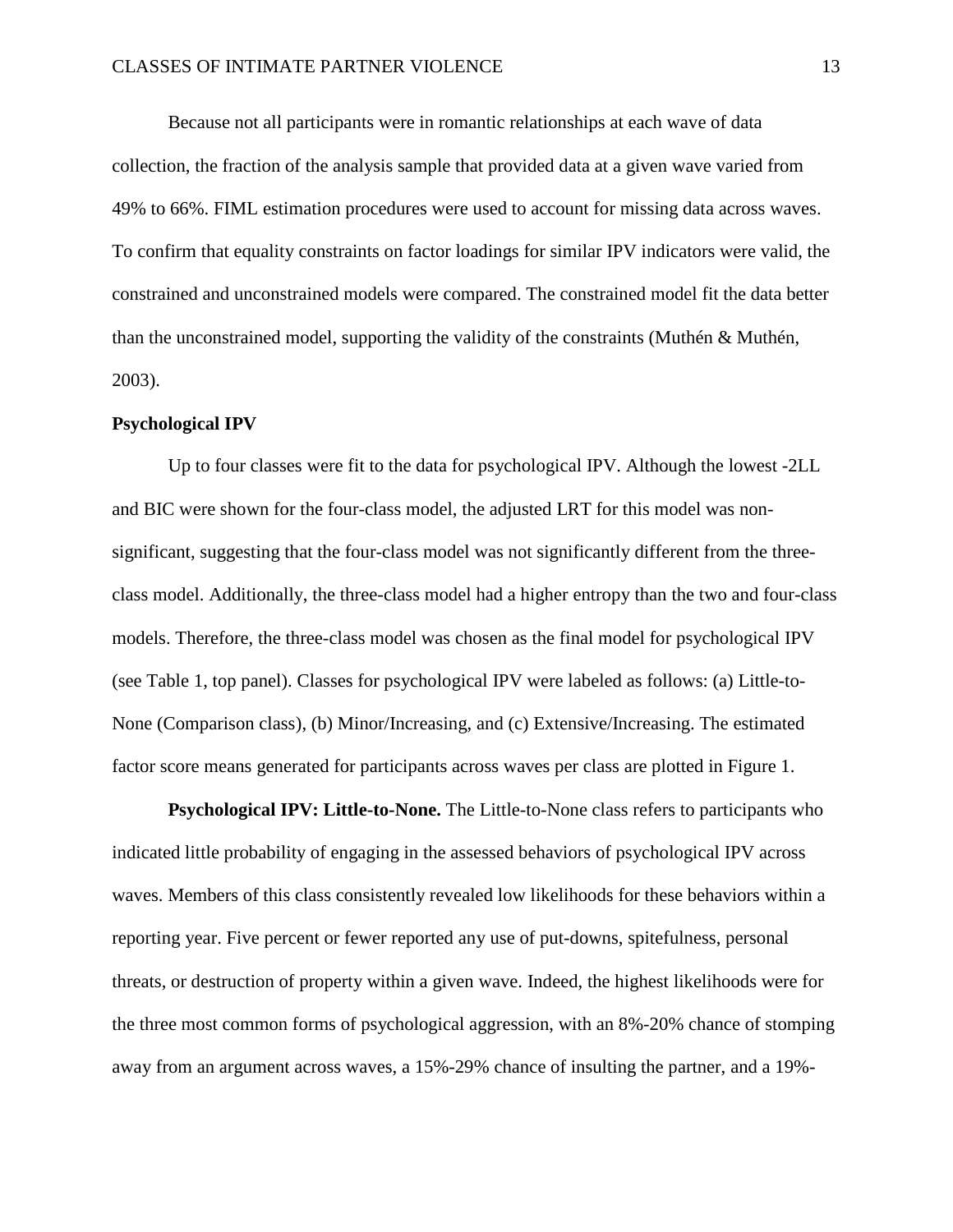Because not all participants were in romantic relationships at each wave of data collection, the fraction of the analysis sample that provided data at a given wave varied from 49% to 66%. FIML estimation procedures were used to account for missing data across waves. To confirm that equality constraints on factor loadings for similar IPV indicators were valid, the constrained and unconstrained models were compared. The constrained model fit the data better than the unconstrained model, supporting the validity of the constraints (Muthén & Muthén, 2003).

## Psychological IPV

Up to four classes were fit to the data for psychological IPV. Although the lowest -2LL and BIC were shown for the four-class model, the adjusted LRT for this model was non-significant, suggesting that the four-class model was not significantly different from the three-class model. Additionally, the three-class model had a higher entropy than the two and four-class models. Therefore, the three-class model was chosen as the final model for psychological IPV (see Table 1, top panel). Classes for psychological IPV were labeled as follows: (a) Little-to-None (Comparison class), (b) Minor/Increasing, and (c) Extensive/Increasing. The estimated factor score means generated for participants across waves per class are plotted in Figure 1.

**Psychological IPV: Little-to-None.** The Little-to-None class refers to participants who indicated little probability of engaging in the assessed behaviors of psychological IPV across waves. Members of this class consistently revealed low likelihoods for these behaviors within a reporting year. Five percent or fewer reported any use of put-downs, spitefulness, personal threats, or destruction of property within a given wave. Indeed, the highest likelihoods were for the three most common forms of psychological aggression, with an 8%-20% chance of stomping away from an argument across waves, a 15%-29% chance of insulting the partner, and a 19%-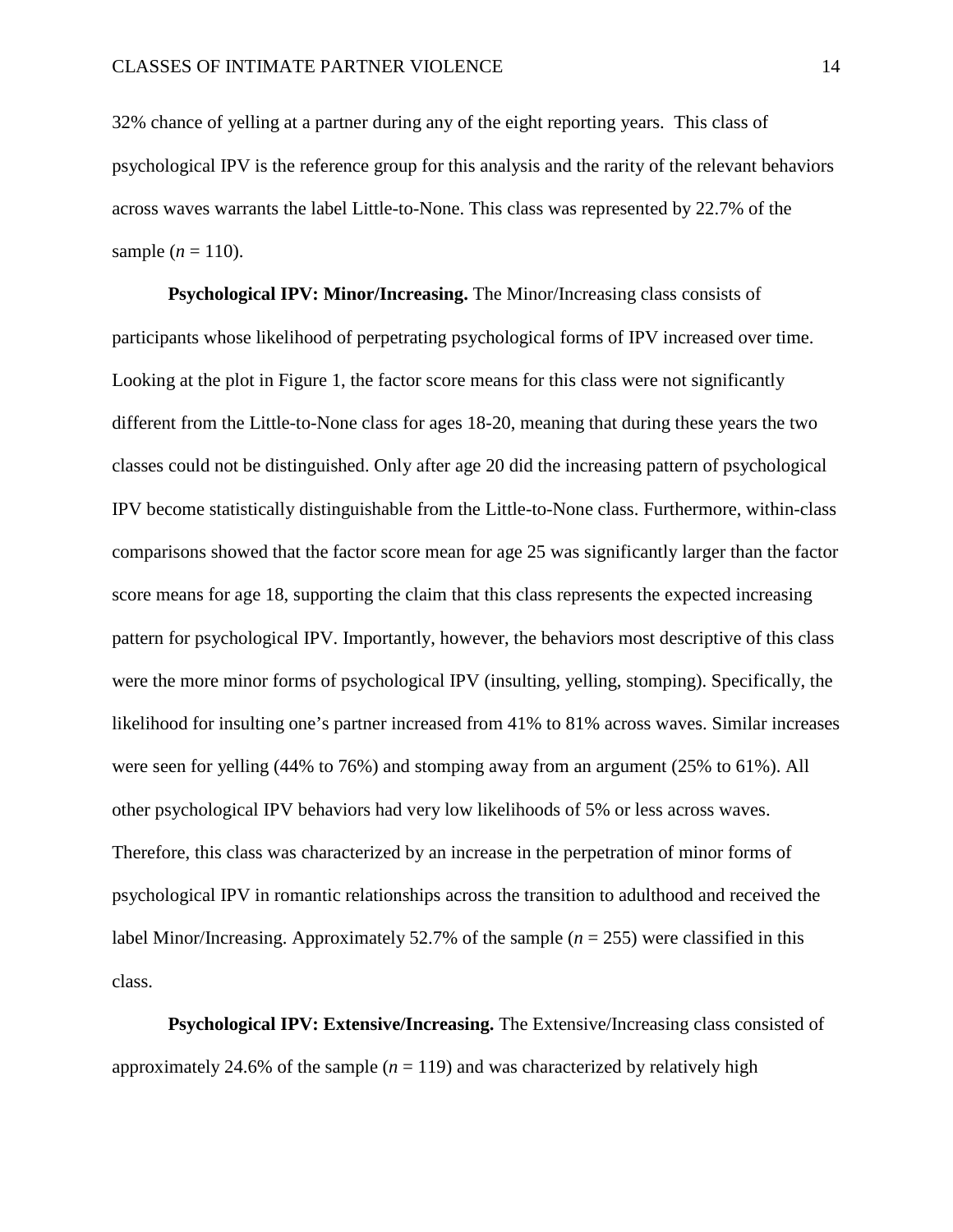32% chance of yelling at a partner during any of the eight reporting years. This class of psychological IPV is the reference group for this analysis and the rarity of the relevant behaviors across waves warrants the label Little-to-None. This class was represented by 22.7% of the sample (*n* = 110).

**Psychological IPV: Minor/Increasing.** The Minor/Increasing class consists of participants whose likelihood of perpetrating psychological forms of IPV increased over time. Looking at the plot in Figure 1, the factor score means for this class were not significantly different from the Little-to-None class for ages 18-20, meaning that during these years the two classes could not be distinguished. Only after age 20 did the increasing pattern of psychological IPV become statistically distinguishable from the Little-to-None class. Furthermore, within-class comparisons showed that the factor score mean for age 25 was significantly larger than the factor score means for age 18, supporting the claim that this class represents the expected increasing pattern for psychological IPV. Importantly, however, the behaviors most descriptive of this class were the more minor forms of psychological IPV (insulting, yelling, stomping). Specifically, the likelihood for insulting one's partner increased from 41% to 81% across waves. Similar increases were seen for yelling (44% to 76%) and stomping away from an argument (25% to 61%). All other psychological IPV behaviors had very low likelihoods of 5% or less across waves. Therefore, this class was characterized by an increase in the perpetration of minor forms of psychological IPV in romantic relationships across the transition to adulthood and received the label Minor/Increasing. Approximately 52.7% of the sample (*n* = 255) were classified in this class.

**Psychological IPV: Extensive/Increasing.** The Extensive/Increasing class consisted of approximately 24.6% of the sample (*n* = 119) and was characterized by relatively high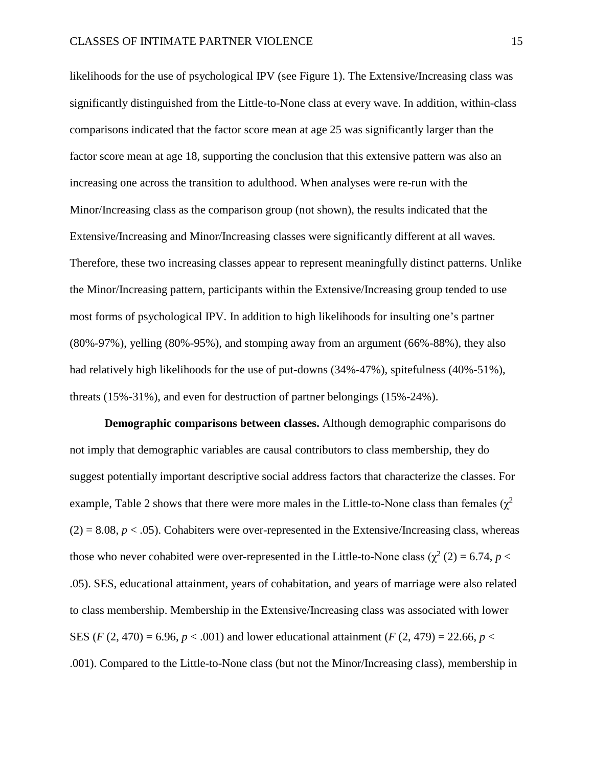likelihoods for the use of psychological IPV (see Figure 1). The Extensive/Increasing class was significantly distinguished from the Little-to-None class at every wave. In addition, within-class comparisons indicated that the factor score mean at age 25 was significantly larger than the factor score mean at age 18, supporting the conclusion that this extensive pattern was also an increasing one across the transition to adulthood. When analyses were re-run with the Minor/Increasing class as the comparison group (not shown), the results indicated that the Extensive/Increasing and Minor/Increasing classes were significantly different at all waves. Therefore, these two increasing classes appear to represent meaningfully distinct patterns. Unlike the Minor/Increasing pattern, participants within the Extensive/Increasing group tended to use most forms of psychological IPV. In addition to high likelihoods for insulting one's partner (80%-97%), yelling (80%-95%), and stomping away from an argument (66%-88%), they also had relatively high likelihoods for the use of put-downs (34%-47%), spitefulness (40%-51%), threats (15%-31%), and even for destruction of partner belongings (15%-24%).

**Demographic comparisons between classes.** Although demographic comparisons do not imply that demographic variables are causal contributors to class membership, they do suggest potentially important descriptive social address factors that characterize the classes. For example, Table 2 shows that there were more males in the Little-to-None class than females ($\chi^2$ (2) = 8.08, $p < .05$). Cohabiters were over-represented in the Extensive/Increasing class, whereas those who never cohabited were over-represented in the Little-to-None class ($\chi^2$ (2) = 6.74, $p < .05$). SES, educational attainment, years of cohabitation, and years of marriage were also related to class membership. Membership in the Extensive/Increasing class was associated with lower SES ($F$ (2, 470) = 6.96, $p < .001$) and lower educational attainment ($F$ (2, 479) = 22.66, $p < .001$). Compared to the Little-to-None class (but not the Minor/Increasing class), membership in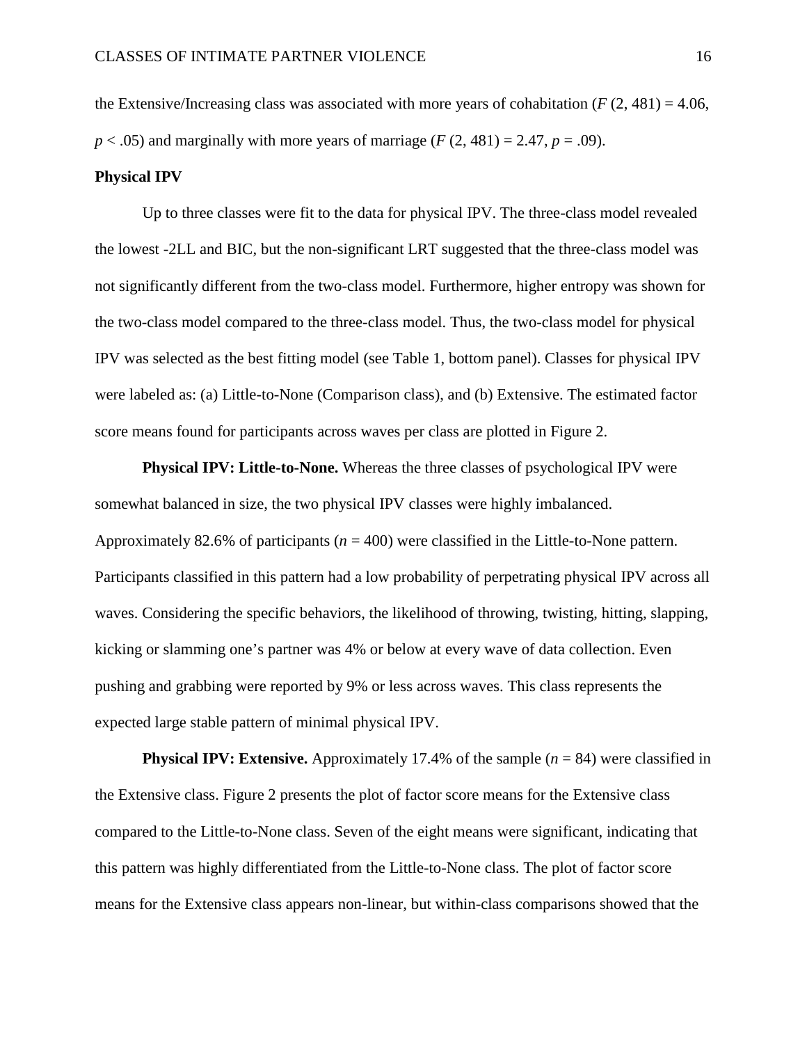the Extensive/Increasing class was associated with more years of cohabitation ($F$ (2, 481) = 4.06, $p < .05$) and marginally with more years of marriage ($F$ (2, 481) = 2.47, $p = .09$).

**Physical IPV**

Up to three classes were fit to the data for physical IPV. The three-class model revealed the lowest -2LL and BIC, but the non-significant LRT suggested that the three-class model was not significantly different from the two-class model. Furthermore, higher entropy was shown for the two-class model compared to the three-class model. Thus, the two-class model for physical IPV was selected as the best fitting model (see Table 1, bottom panel). Classes for physical IPV were labeled as: (a) Little-to-None (Comparison class), and (b) Extensive. The estimated factor score means found for participants across waves per class are plotted in Figure 2.

**Physical IPV: Little-to-None.** Whereas the three classes of psychological IPV were somewhat balanced in size, the two physical IPV classes were highly imbalanced. Approximately 82.6% of participants ($n$ = 400) were classified in the Little-to-None pattern. Participants classified in this pattern had a low probability of perpetrating physical IPV across all waves. Considering the specific behaviors, the likelihood of throwing, twisting, hitting, slapping, kicking or slamming one's partner was 4% or below at every wave of data collection. Even pushing and grabbing were reported by 9% or less across waves. This class represents the expected large stable pattern of minimal physical IPV.

**Physical IPV: Extensive.** Approximately 17.4% of the sample ($n$ = 84) were classified in the Extensive class. Figure 2 presents the plot of factor score means for the Extensive class compared to the Little-to-None class. Seven of the eight means were significant, indicating that this pattern was highly differentiated from the Little-to-None class. The plot of factor score means for the Extensive class appears non-linear, but within-class comparisons showed that the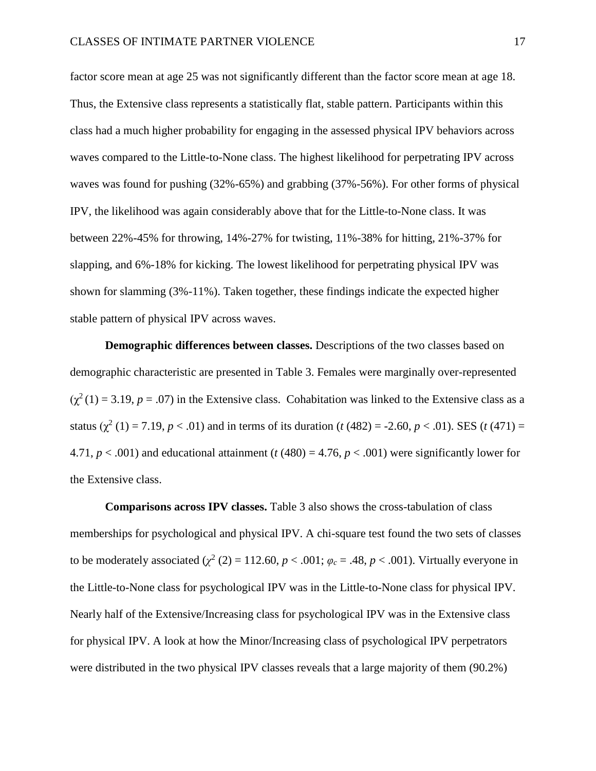factor score mean at age 25 was not significantly different than the factor score mean at age 18. Thus, the Extensive class represents a statistically flat, stable pattern. Participants within this class had a much higher probability for engaging in the assessed physical IPV behaviors across waves compared to the Little-to-None class. The highest likelihood for perpetrating IPV across waves was found for pushing (32%-65%) and grabbing (37%-56%). For other forms of physical IPV, the likelihood was again considerably above that for the Little-to-None class. It was between 22%-45% for throwing, 14%-27% for twisting, 11%-38% for hitting, 21%-37% for slapping, and 6%-18% for kicking. The lowest likelihood for perpetrating physical IPV was shown for slamming (3%-11%). Taken together, these findings indicate the expected higher stable pattern of physical IPV across waves.

**Demographic differences between classes.** Descriptions of the two classes based on demographic characteristic are presented in Table 3. Females were marginally over-represented ($\chi^2$ (1) = 3.19, $p$ = .07) in the Extensive class. Cohabitation was linked to the Extensive class as a status ($\chi^2$ (1) = 7.19, $p$ < .01) and in terms of its duration ($t$ (482) = -2.60, $p$ < .01). SES ($t$ (471) = 4.71, $p$ < .001) and educational attainment ($t$ (480) = 4.76, $p$ < .001) were significantly lower for the Extensive class.

**Comparisons across IPV classes.** Table 3 also shows the cross-tabulation of class memberships for psychological and physical IPV. A chi-square test found the two sets of classes to be moderately associated ($\chi^2$ (2) = 112.60, $p$ < .001; $\varphi_c$ = .48, $p$ < .001). Virtually everyone in the Little-to-None class for psychological IPV was in the Little-to-None class for physical IPV. Nearly half of the Extensive/Increasing class for psychological IPV was in the Extensive class for physical IPV. A look at how the Minor/Increasing class of psychological IPV perpetrators were distributed in the two physical IPV classes reveals that a large majority of them (90.2%)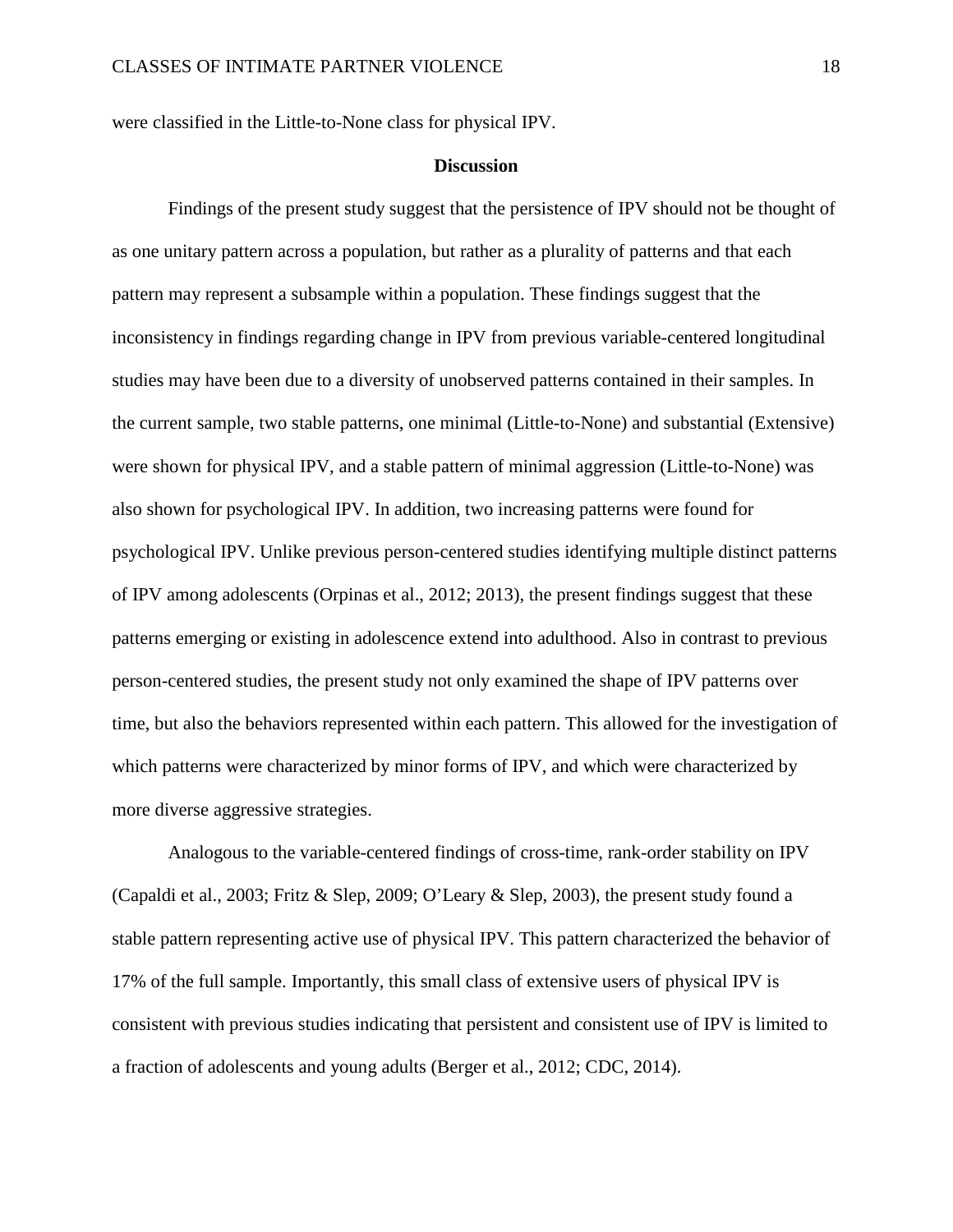were classified in the Little-to-None class for physical IPV.

## Discussion

Findings of the present study suggest that the persistence of IPV should not be thought of as one unitary pattern across a population, but rather as a plurality of patterns and that each pattern may represent a subsample within a population. These findings suggest that the inconsistency in findings regarding change in IPV from previous variable-centered longitudinal studies may have been due to a diversity of unobserved patterns contained in their samples. In the current sample, two stable patterns, one minimal (Little-to-None) and substantial (Extensive) were shown for physical IPV, and a stable pattern of minimal aggression (Little-to-None) was also shown for psychological IPV. In addition, two increasing patterns were found for psychological IPV. Unlike previous person-centered studies identifying multiple distinct patterns of IPV among adolescents (Orpinas et al., 2012; 2013), the present findings suggest that these patterns emerging or existing in adolescence extend into adulthood. Also in contrast to previous person-centered studies, the present study not only examined the shape of IPV patterns over time, but also the behaviors represented within each pattern. This allowed for the investigation of which patterns were characterized by minor forms of IPV, and which were characterized by more diverse aggressive strategies.

Analogous to the variable-centered findings of cross-time, rank-order stability on IPV (Capaldi et al., 2003; Fritz & Slep, 2009; O'Leary & Slep, 2003), the present study found a stable pattern representing active use of physical IPV. This pattern characterized the behavior of 17% of the full sample. Importantly, this small class of extensive users of physical IPV is consistent with previous studies indicating that persistent and consistent use of IPV is limited to a fraction of adolescents and young adults (Berger et al., 2012; CDC, 2014).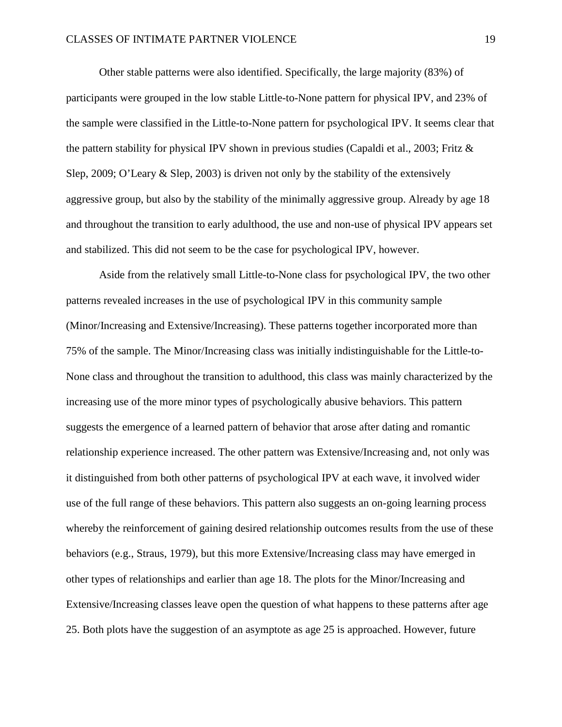Other stable patterns were also identified. Specifically, the large majority (83%) of participants were grouped in the low stable Little-to-None pattern for physical IPV, and 23% of the sample were classified in the Little-to-None pattern for psychological IPV. It seems clear that the pattern stability for physical IPV shown in previous studies (Capaldi et al., 2003; Fritz & Slep, 2009; O'Leary & Slep, 2003) is driven not only by the stability of the extensively aggressive group, but also by the stability of the minimally aggressive group. Already by age 18 and throughout the transition to early adulthood, the use and non-use of physical IPV appears set and stabilized. This did not seem to be the case for psychological IPV, however.

Aside from the relatively small Little-to-None class for psychological IPV, the two other patterns revealed increases in the use of psychological IPV in this community sample (Minor/Increasing and Extensive/Increasing). These patterns together incorporated more than 75% of the sample. The Minor/Increasing class was initially indistinguishable for the Little-to-None class and throughout the transition to adulthood, this class was mainly characterized by the increasing use of the more minor types of psychologically abusive behaviors. This pattern suggests the emergence of a learned pattern of behavior that arose after dating and romantic relationship experience increased. The other pattern was Extensive/Increasing and, not only was it distinguished from both other patterns of psychological IPV at each wave, it involved wider use of the full range of these behaviors. This pattern also suggests an on-going learning process whereby the reinforcement of gaining desired relationship outcomes results from the use of these behaviors (e.g., Straus, 1979), but this more Extensive/Increasing class may have emerged in other types of relationships and earlier than age 18. The plots for the Minor/Increasing and Extensive/Increasing classes leave open the question of what happens to these patterns after age 25. Both plots have the suggestion of an asymptote as age 25 is approached. However, future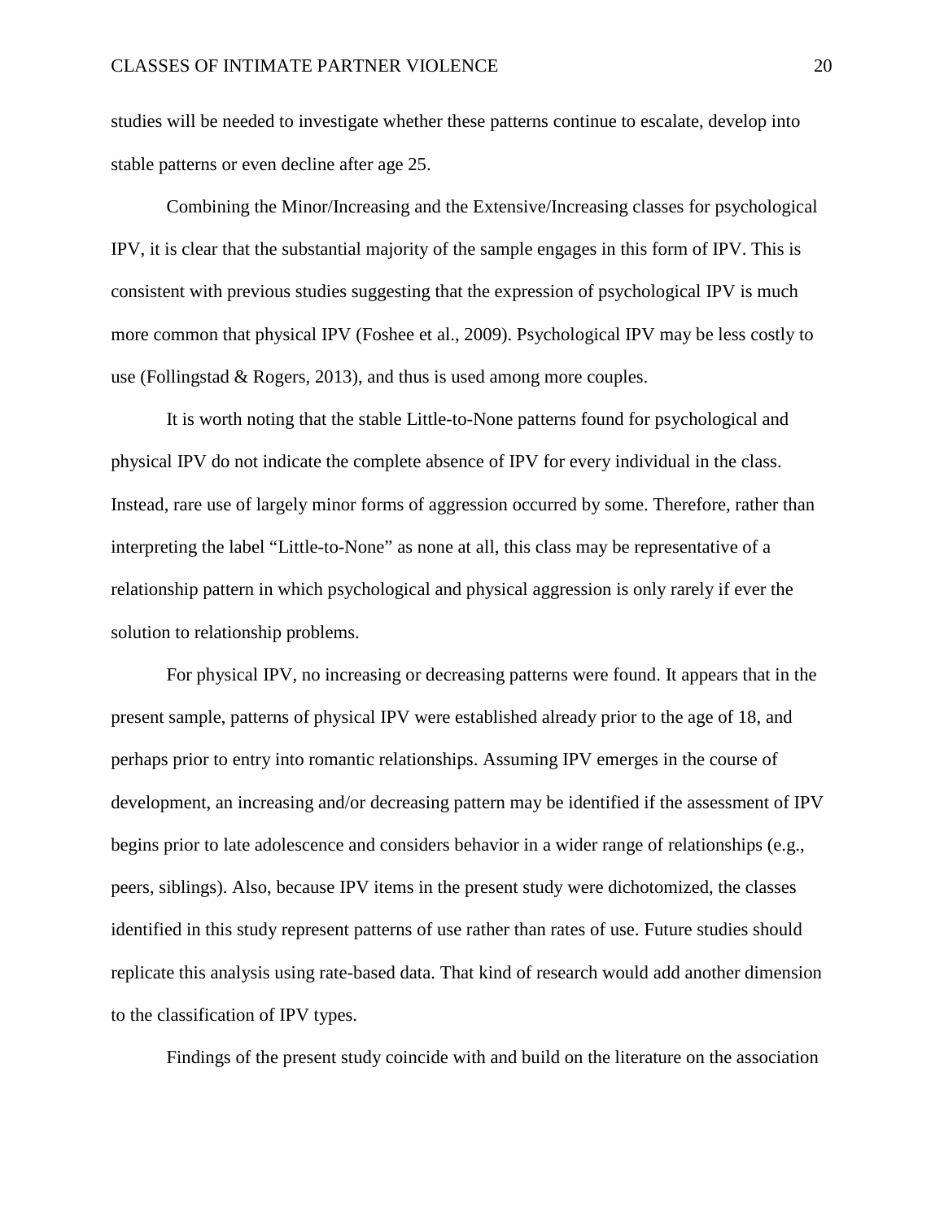studies will be needed to investigate whether these patterns continue to escalate, develop into stable patterns or even decline after age 25.

Combining the Minor/Increasing and the Extensive/Increasing classes for psychological IPV, it is clear that the substantial majority of the sample engages in this form of IPV. This is consistent with previous studies suggesting that the expression of psychological IPV is much more common that physical IPV (Foshee et al., 2009). Psychological IPV may be less costly to use (Follingstad & Rogers, 2013), and thus is used among more couples.

It is worth noting that the stable Little-to-None patterns found for psychological and physical IPV do not indicate the complete absence of IPV for every individual in the class. Instead, rare use of largely minor forms of aggression occurred by some. Therefore, rather than interpreting the label "Little-to-None" as none at all, this class may be representative of a relationship pattern in which psychological and physical aggression is only rarely if ever the solution to relationship problems.

For physical IPV, no increasing or decreasing patterns were found. It appears that in the present sample, patterns of physical IPV were established already prior to the age of 18, and perhaps prior to entry into romantic relationships. Assuming IPV emerges in the course of development, an increasing and/or decreasing pattern may be identified if the assessment of IPV begins prior to late adolescence and considers behavior in a wider range of relationships (e.g., peers, siblings). Also, because IPV items in the present study were dichotomized, the classes identified in this study represent patterns of use rather than rates of use. Future studies should replicate this analysis using rate-based data. That kind of research would add another dimension to the classification of IPV types.

Findings of the present study coincide with and build on the literature on the association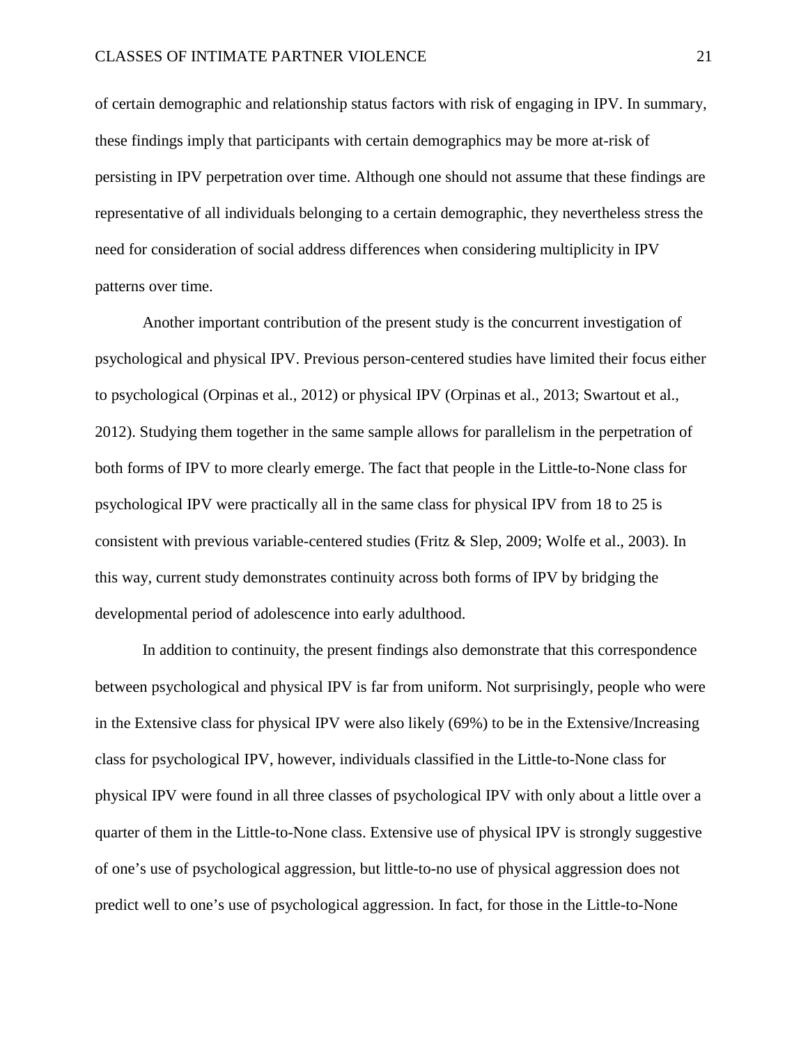of certain demographic and relationship status factors with risk of engaging in IPV. In summary, these findings imply that participants with certain demographics may be more at-risk of persisting in IPV perpetration over time. Although one should not assume that these findings are representative of all individuals belonging to a certain demographic, they nevertheless stress the need for consideration of social address differences when considering multiplicity in IPV patterns over time.

Another important contribution of the present study is the concurrent investigation of psychological and physical IPV. Previous person-centered studies have limited their focus either to psychological (Orpinas et al., 2012) or physical IPV (Orpinas et al., 2013; Swartout et al., 2012). Studying them together in the same sample allows for parallelism in the perpetration of both forms of IPV to more clearly emerge. The fact that people in the Little-to-None class for psychological IPV were practically all in the same class for physical IPV from 18 to 25 is consistent with previous variable-centered studies (Fritz & Slep, 2009; Wolfe et al., 2003). In this way, current study demonstrates continuity across both forms of IPV by bridging the developmental period of adolescence into early adulthood.

In addition to continuity, the present findings also demonstrate that this correspondence between psychological and physical IPV is far from uniform. Not surprisingly, people who were in the Extensive class for physical IPV were also likely (69%) to be in the Extensive/Increasing class for psychological IPV, however, individuals classified in the Little-to-None class for physical IPV were found in all three classes of psychological IPV with only about a little over a quarter of them in the Little-to-None class. Extensive use of physical IPV is strongly suggestive of one's use of psychological aggression, but little-to-no use of physical aggression does not predict well to one's use of psychological aggression. In fact, for those in the Little-to-None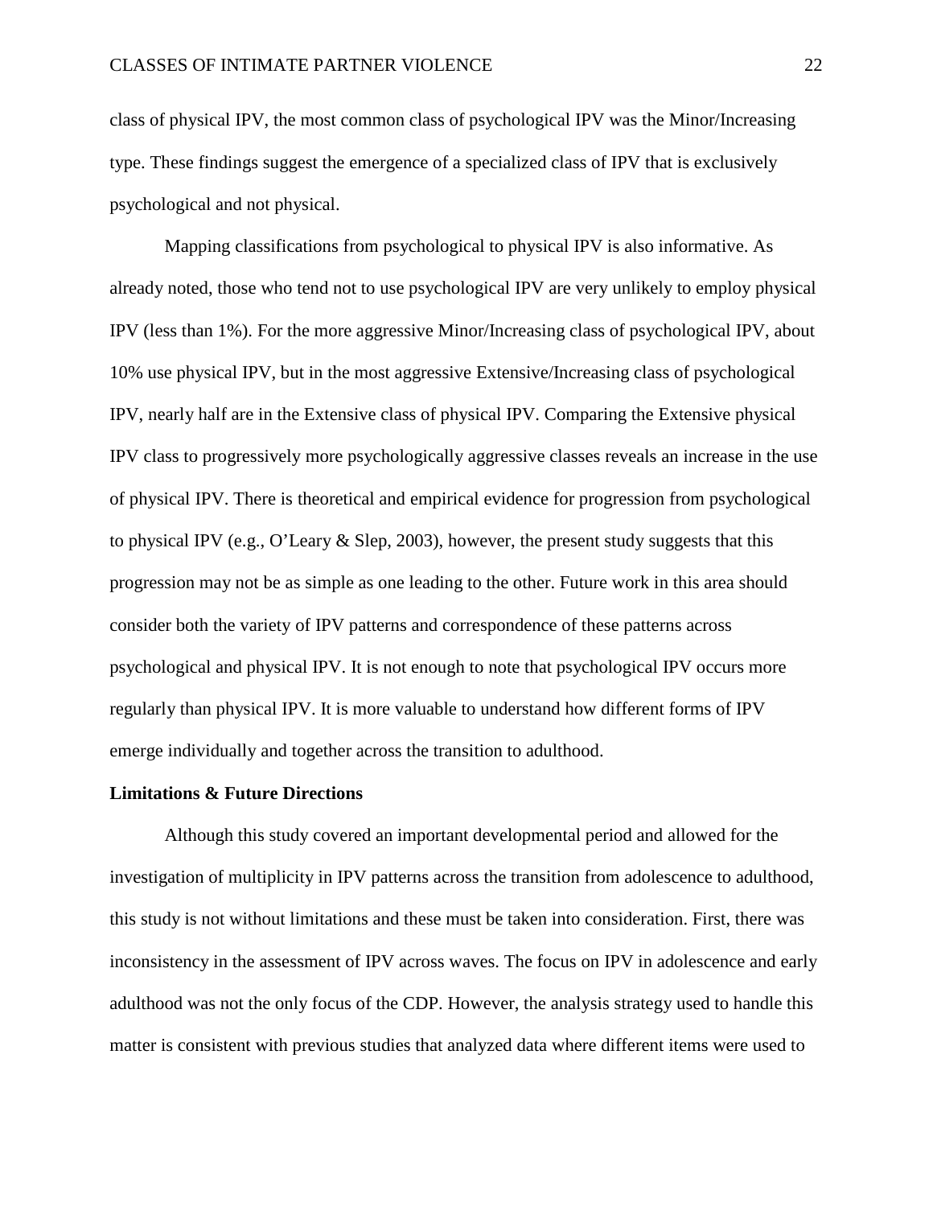class of physical IPV, the most common class of psychological IPV was the Minor/Increasing type. These findings suggest the emergence of a specialized class of IPV that is exclusively psychological and not physical.

Mapping classifications from psychological to physical IPV is also informative. As already noted, those who tend not to use psychological IPV are very unlikely to employ physical IPV (less than 1%). For the more aggressive Minor/Increasing class of psychological IPV, about 10% use physical IPV, but in the most aggressive Extensive/Increasing class of psychological IPV, nearly half are in the Extensive class of physical IPV. Comparing the Extensive physical IPV class to progressively more psychologically aggressive classes reveals an increase in the use of physical IPV. There is theoretical and empirical evidence for progression from psychological to physical IPV (e.g., O'Leary & Slep, 2003), however, the present study suggests that this progression may not be as simple as one leading to the other. Future work in this area should consider both the variety of IPV patterns and correspondence of these patterns across psychological and physical IPV. It is not enough to note that psychological IPV occurs more regularly than physical IPV. It is more valuable to understand how different forms of IPV emerge individually and together across the transition to adulthood.

**Limitations & Future Directions**

Although this study covered an important developmental period and allowed for the investigation of multiplicity in IPV patterns across the transition from adolescence to adulthood, this study is not without limitations and these must be taken into consideration. First, there was inconsistency in the assessment of IPV across waves. The focus on IPV in adolescence and early adulthood was not the only focus of the CDP. However, the analysis strategy used to handle this matter is consistent with previous studies that analyzed data where different items were used to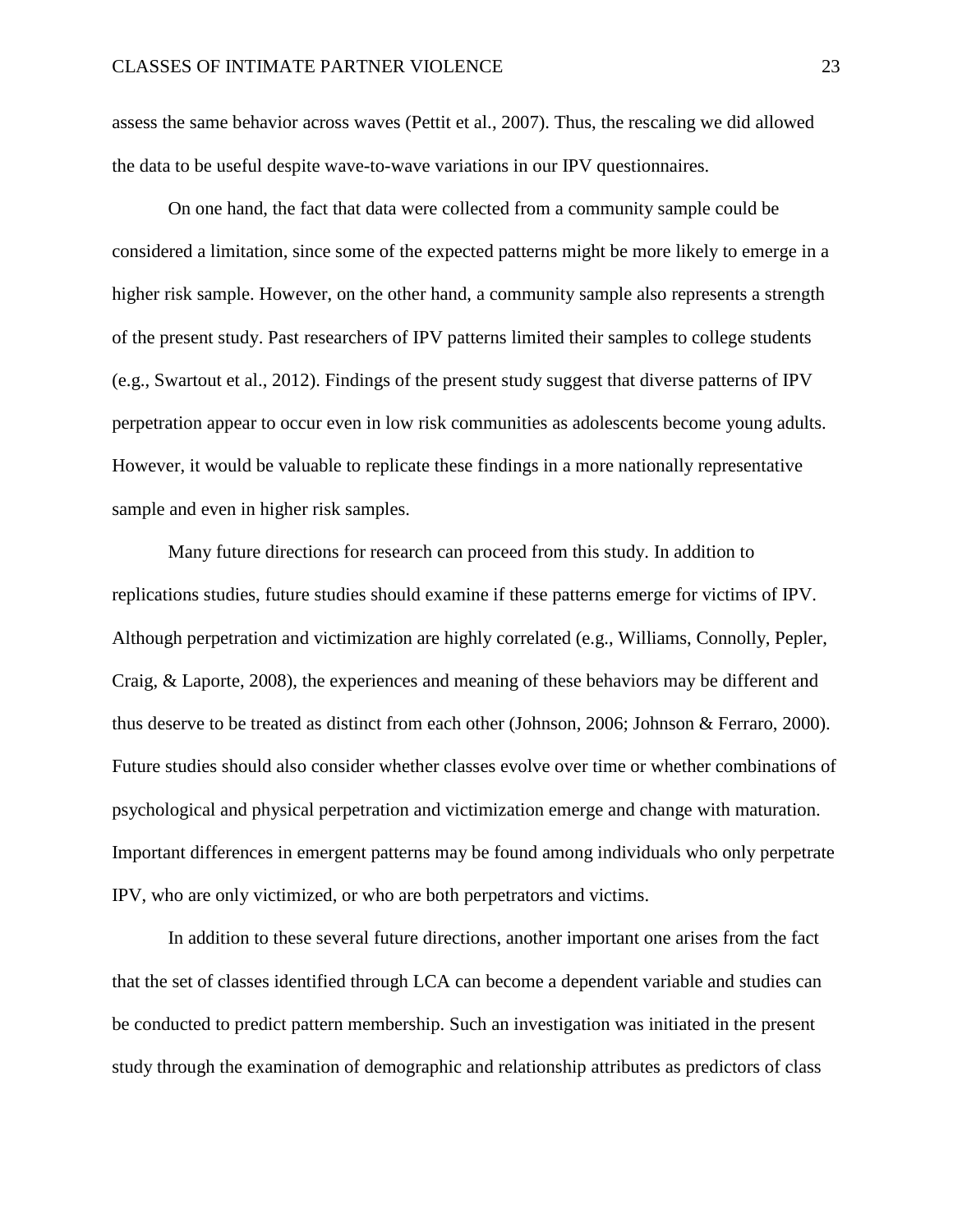assess the same behavior across waves (Pettit et al., 2007). Thus, the rescaling we did allowed the data to be useful despite wave-to-wave variations in our IPV questionnaires.

On one hand, the fact that data were collected from a community sample could be considered a limitation, since some of the expected patterns might be more likely to emerge in a higher risk sample. However, on the other hand, a community sample also represents a strength of the present study. Past researchers of IPV patterns limited their samples to college students (e.g., Swartout et al., 2012). Findings of the present study suggest that diverse patterns of IPV perpetration appear to occur even in low risk communities as adolescents become young adults. However, it would be valuable to replicate these findings in a more nationally representative sample and even in higher risk samples.

Many future directions for research can proceed from this study. In addition to replications studies, future studies should examine if these patterns emerge for victims of IPV. Although perpetration and victimization are highly correlated (e.g., Williams, Connolly, Pepler, Craig, & Laporte, 2008), the experiences and meaning of these behaviors may be different and thus deserve to be treated as distinct from each other (Johnson, 2006; Johnson & Ferraro, 2000). Future studies should also consider whether classes evolve over time or whether combinations of psychological and physical perpetration and victimization emerge and change with maturation. Important differences in emergent patterns may be found among individuals who only perpetrate IPV, who are only victimized, or who are both perpetrators and victims.

In addition to these several future directions, another important one arises from the fact that the set of classes identified through LCA can become a dependent variable and studies can be conducted to predict pattern membership. Such an investigation was initiated in the present study through the examination of demographic and relationship attributes as predictors of class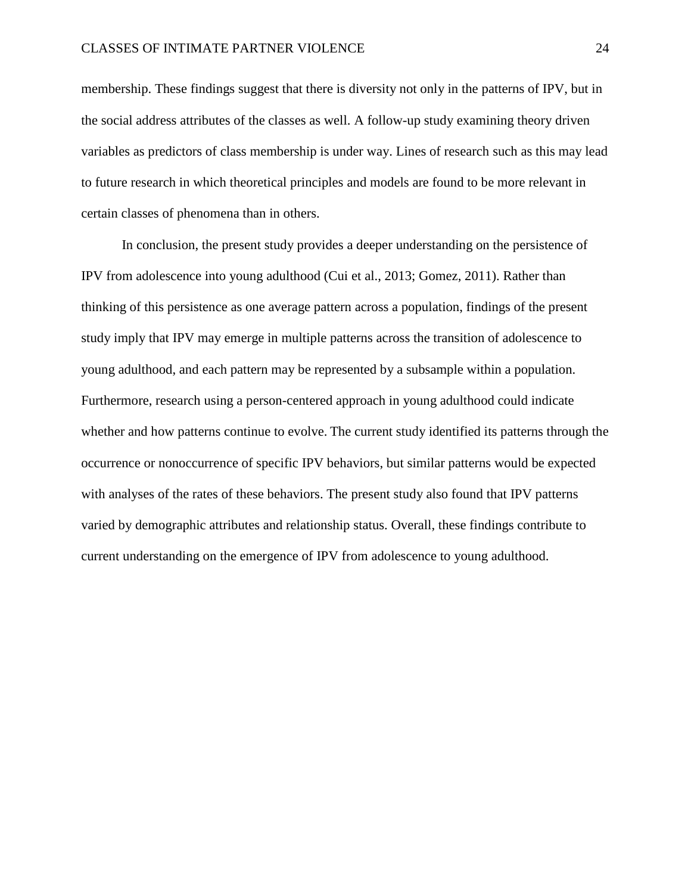membership. These findings suggest that there is diversity not only in the patterns of IPV, but in the social address attributes of the classes as well. A follow-up study examining theory driven variables as predictors of class membership is under way. Lines of research such as this may lead to future research in which theoretical principles and models are found to be more relevant in certain classes of phenomena than in others.

In conclusion, the present study provides a deeper understanding on the persistence of IPV from adolescence into young adulthood (Cui et al., 2013; Gomez, 2011). Rather than thinking of this persistence as one average pattern across a population, findings of the present study imply that IPV may emerge in multiple patterns across the transition of adolescence to young adulthood, and each pattern may be represented by a subsample within a population. Furthermore, research using a person-centered approach in young adulthood could indicate whether and how patterns continue to evolve. The current study identified its patterns through the occurrence or nonoccurrence of specific IPV behaviors, but similar patterns would be expected with analyses of the rates of these behaviors. The present study also found that IPV patterns varied by demographic attributes and relationship status. Overall, these findings contribute to current understanding on the emergence of IPV from adolescence to young adulthood.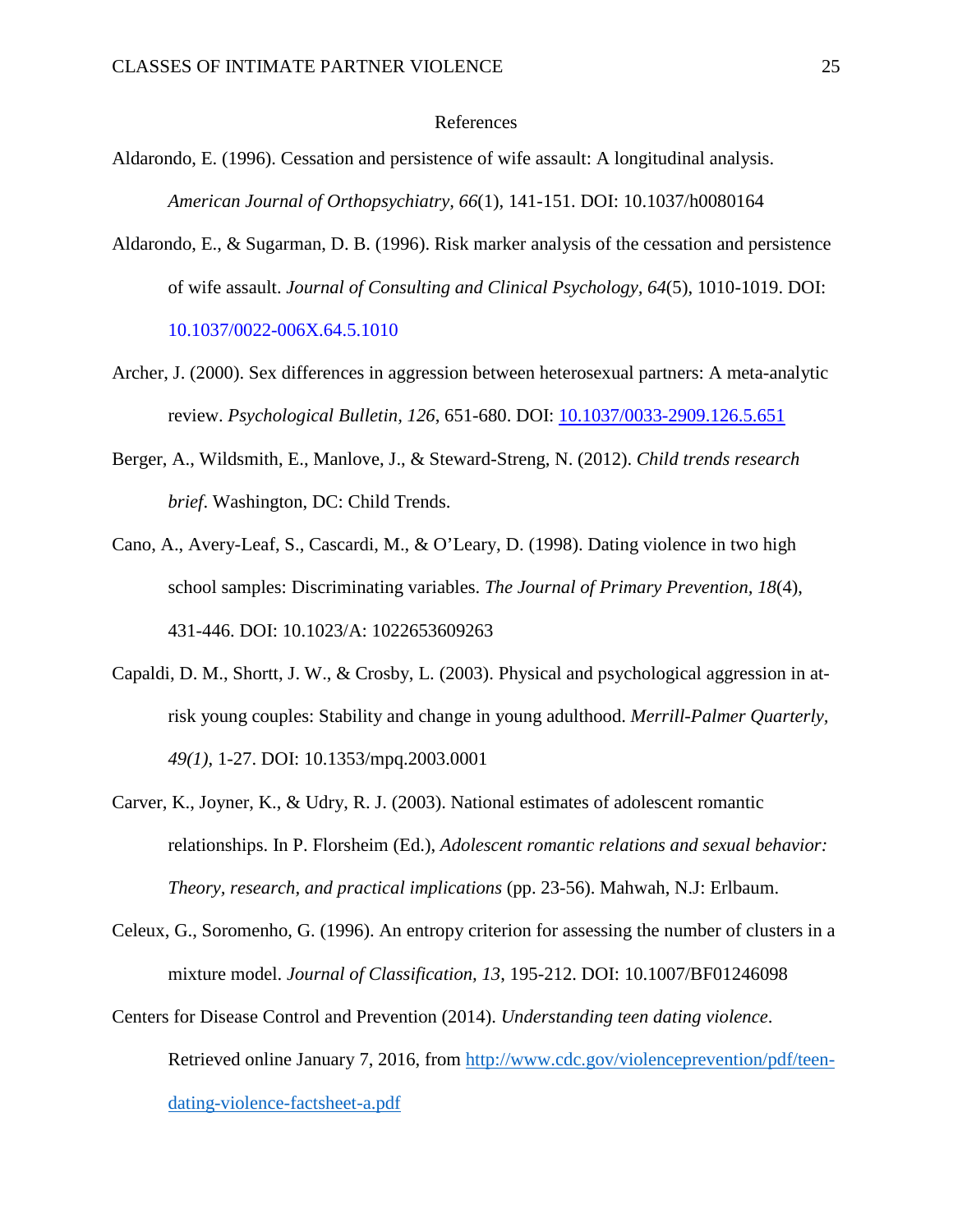# References

Aldarondo, E. (1996). Cessation and persistence of wife assault: A longitudinal analysis. *American Journal of Orthopsychiatry*, *66*(1), 141-151. DOI: 10.1037/h0080164

Aldarondo, E., & Sugarman, D. B. (1996). Risk marker analysis of the cessation and persistence of wife assault. *Journal of Consulting and Clinical Psychology*, *64*(5), 1010-1019. DOI: 10.1037/0022-006X.64.5.1010

Archer, J. (2000). Sex differences in aggression between heterosexual partners: A meta-analytic review. *Psychological Bulletin, 126*, 651-680. DOI: 10.1037/0033-2909.126.5.651

Berger, A., Wildsmith, E., Manlove, J., & Steward-Streng, N. (2012). *Child trends research brief*. Washington, DC: Child Trends.

Cano, A., Avery-Leaf, S., Cascardi, M., & O'Leary, D. (1998). Dating violence in two high school samples: Discriminating variables. *The Journal of Primary Prevention*, *18*(4), 431-446. DOI: 10.1023/A: 1022653609263

Capaldi, D. M., Shortt, J. W., & Crosby, L. (2003). Physical and psychological aggression in at-risk young couples: Stability and change in young adulthood. *Merrill-Palmer Quarterly, 49(1)*, 1-27. DOI: 10.1353/mpq.2003.0001

Carver, K., Joyner, K., & Udry, R. J. (2003). National estimates of adolescent romantic relationships. In P. Florsheim (Ed.), *Adolescent romantic relations and sexual behavior: Theory, research, and practical implications* (pp. 23-56). Mahwah, N.J: Erlbaum.

Celeux, G., Soromenho, G. (1996). An entropy criterion for assessing the number of clusters in a mixture model. *Journal of Classification, 13*, 195-212. DOI: 10.1007/BF01246098

Centers for Disease Control and Prevention (2014). *Understanding teen dating violence*. Retrieved online January 7, 2016, from http://www.cdc.gov/violenceprevention/pdf/teen-dating-violence-factsheet-a.pdf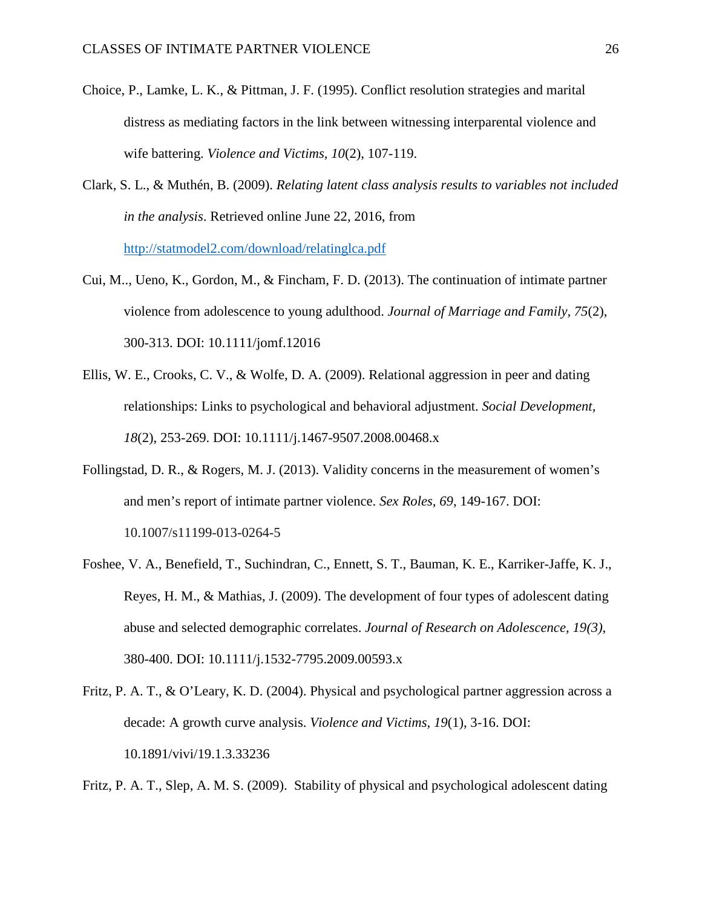Choice, P., Lamke, L. K., & Pittman, J. F. (1995). Conflict resolution strategies and marital distress as mediating factors in the link between witnessing interparental violence and wife battering. *Violence and Victims*, *10*(2), 107-119.

Clark, S. L., & Muthén, B. (2009). *Relating latent class analysis results to variables not included in the analysis*. Retrieved online June 22, 2016, from http://statmodel2.com/download/relatinglca.pdf

Cui, M.., Ueno, K., Gordon, M., & Fincham, F. D. (2013). The continuation of intimate partner violence from adolescence to young adulthood. *Journal of Marriage and Family*, *75*(2), 300-313. DOI: 10.1111/jomf.12016

Ellis, W. E., Crooks, C. V., & Wolfe, D. A. (2009). Relational aggression in peer and dating relationships: Links to psychological and behavioral adjustment. *Social Development*, *18*(2), 253-269. DOI: 10.1111/j.1467-9507.2008.00468.x

Follingstad, D. R., & Rogers, M. J. (2013). Validity concerns in the measurement of women's and men's report of intimate partner violence. *Sex Roles*, *69*, 149-167. DOI: 10.1007/s11199-013-0264-5

Foshee, V. A., Benefield, T., Suchindran, C., Ennett, S. T., Bauman, K. E., Karriker-Jaffe, K. J., Reyes, H. M., & Mathias, J. (2009). The development of four types of adolescent dating abuse and selected demographic correlates. *Journal of Research on Adolescence, 19(3)*, 380-400. DOI: 10.1111/j.1532-7795.2009.00593.x

Fritz, P. A. T., & O'Leary, K. D. (2004). Physical and psychological partner aggression across a decade: A growth curve analysis. *Violence and Victims*, *19*(1), 3-16. DOI: 10.1891/vivi/19.1.3.33236

Fritz, P. A. T., Slep, A. M. S. (2009). Stability of physical and psychological adolescent dating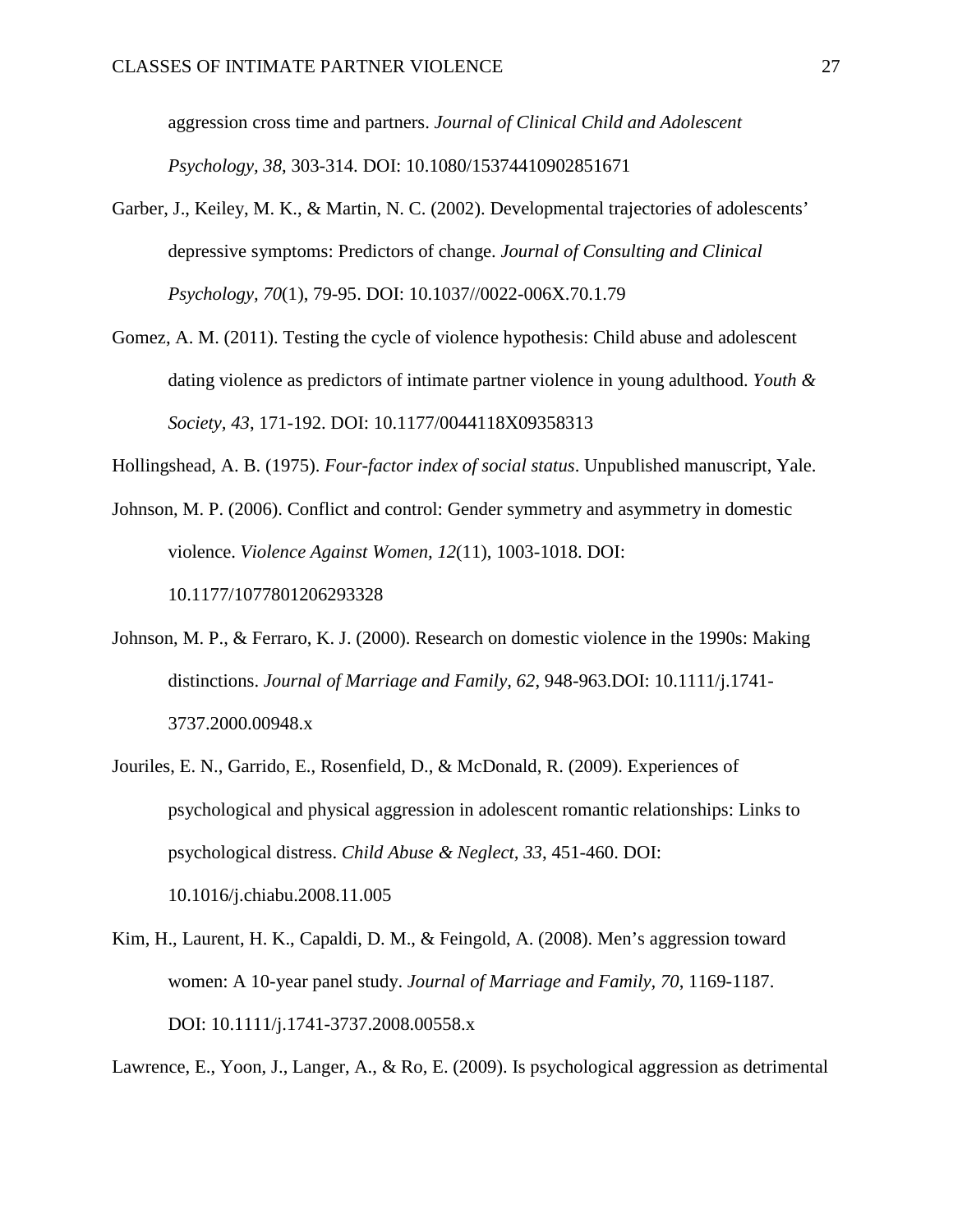aggression cross time and partners. *Journal of Clinical Child and Adolescent Psychology, 38*, 303-314. DOI: 10.1080/15374410902851671

Garber, J., Keiley, M. K., & Martin, N. C. (2002). Developmental trajectories of adolescents' depressive symptoms: Predictors of change. *Journal of Consulting and Clinical Psychology, 70*(1), 79-95. DOI: 10.1037//0022-006X.70.1.79

Gomez, A. M. (2011). Testing the cycle of violence hypothesis: Child abuse and adolescent dating violence as predictors of intimate partner violence in young adulthood. *Youth & Society, 43*, 171-192. DOI: 10.1177/0044118X09358313

Hollingshead, A. B. (1975). *Four-factor index of social status*. Unpublished manuscript, Yale.

Johnson, M. P. (2006). Conflict and control: Gender symmetry and asymmetry in domestic violence. *Violence Against Women, 12*(11), 1003-1018. DOI: 10.1177/1077801206293328

Johnson, M. P., & Ferraro, K. J. (2000). Research on domestic violence in the 1990s: Making distinctions. *Journal of Marriage and Family, 62*, 948-963.DOI: 10.1111/j.1741-3737.2000.00948.x

Jouriles, E. N., Garrido, E., Rosenfield, D., & McDonald, R. (2009). Experiences of psychological and physical aggression in adolescent romantic relationships: Links to psychological distress. *Child Abuse & Neglect, 33*, 451-460. DOI: 10.1016/j.chiabu.2008.11.005

Kim, H., Laurent, H. K., Capaldi, D. M., & Feingold, A. (2008). Men's aggression toward women: A 10-year panel study. *Journal of Marriage and Family, 70*, 1169-1187. DOI: 10.1111/j.1741-3737.2008.00558.x

Lawrence, E., Yoon, J., Langer, A., & Ro, E. (2009). Is psychological aggression as detrimental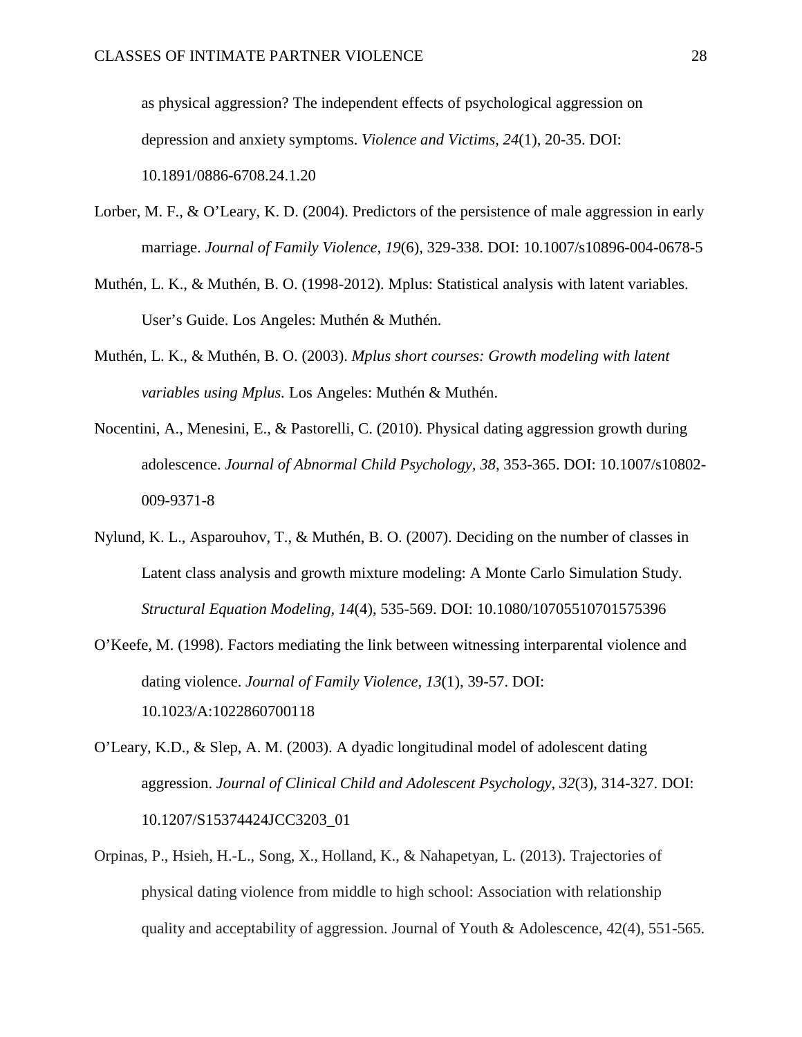as physical aggression? The independent effects of psychological aggression on depression and anxiety symptoms. *Violence and Victims, 24*(1), 20-35. DOI: 10.1891/0886-6708.24.1.20

Lorber, M. F., & O'Leary, K. D. (2004). Predictors of the persistence of male aggression in early marriage. *Journal of Family Violence, 19*(6), 329-338. DOI: 10.1007/s10896-004-0678-5

Muthén, L. K., & Muthén, B. O. (1998-2012). Mplus: Statistical analysis with latent variables. User's Guide. Los Angeles: Muthén & Muthén.

Muthén, L. K., & Muthén, B. O. (2003). *Mplus short courses: Growth modeling with latent variables using Mplus.* Los Angeles: Muthén & Muthén.

Nocentini, A., Menesini, E., & Pastorelli, C. (2010). Physical dating aggression growth during adolescence. *Journal of Abnormal Child Psychology, 38*, 353-365. DOI: 10.1007/s10802-009-9371-8

Nylund, K. L., Asparouhov, T., & Muthén, B. O. (2007). Deciding on the number of classes in Latent class analysis and growth mixture modeling: A Monte Carlo Simulation Study. *Structural Equation Modeling, 14*(4), 535-569. DOI: 10.1080/10705510701575396

O'Keefe, M. (1998). Factors mediating the link between witnessing interparental violence and dating violence. *Journal of Family Violence, 13*(1), 39-57. DOI: 10.1023/A:1022860700118

O'Leary, K.D., & Slep, A. M. (2003). A dyadic longitudinal model of adolescent dating aggression. *Journal of Clinical Child and Adolescent Psychology, 32*(3), 314-327. DOI: 10.1207/S15374424JCC3203_01

Orpinas, P., Hsieh, H.-L., Song, X., Holland, K., & Nahapetyan, L. (2013). Trajectories of physical dating violence from middle to high school: Association with relationship quality and acceptability of aggression. Journal of Youth & Adolescence, 42(4), 551-565.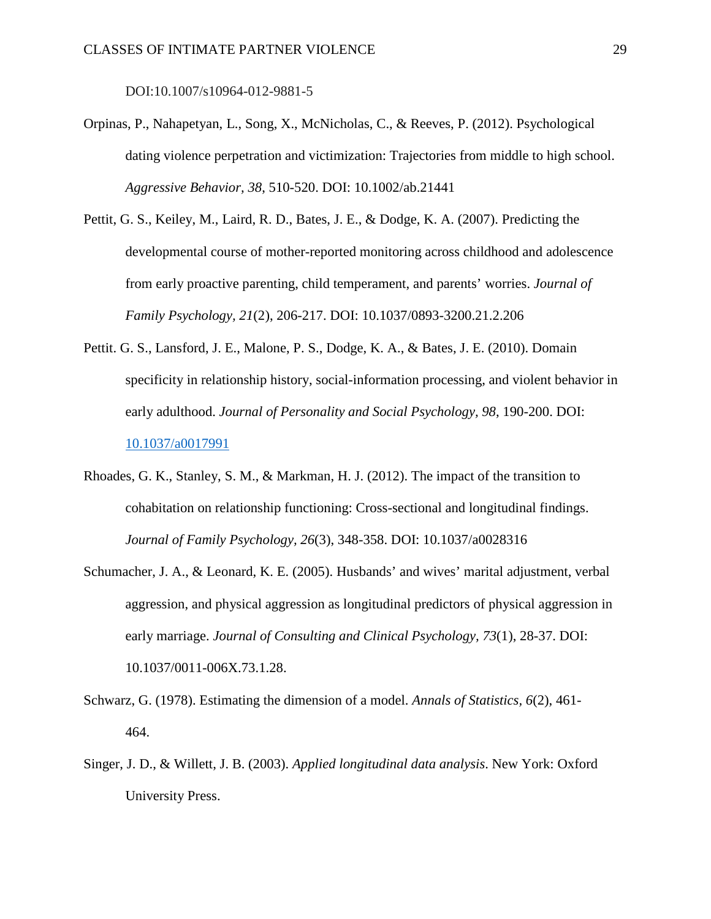DOI:10.1007/s10964-012-9881-5

Orpinas, P., Nahapetyan, L., Song, X., McNicholas, C., & Reeves, P. (2012). Psychological dating violence perpetration and victimization: Trajectories from middle to high school. *Aggressive Behavior*, *38*, 510-520. DOI: 10.1002/ab.21441

Pettit, G. S., Keiley, M., Laird, R. D., Bates, J. E., & Dodge, K. A. (2007). Predicting the developmental course of mother-reported monitoring across childhood and adolescence from early proactive parenting, child temperament, and parents' worries. *Journal of Family Psychology*, *21*(2), 206-217. DOI: 10.1037/0893-3200.21.2.206

Pettit. G. S., Lansford, J. E., Malone, P. S., Dodge, K. A., & Bates, J. E. (2010). Domain specificity in relationship history, social-information processing, and violent behavior in early adulthood. *Journal of Personality and Social Psychology*, *98*, 190-200. DOI: 10.1037/a0017991

Rhoades, G. K., Stanley, S. M., & Markman, H. J. (2012). The impact of the transition to cohabitation on relationship functioning: Cross-sectional and longitudinal findings. *Journal of Family Psychology, 26*(3), 348-358. DOI: 10.1037/a0028316

Schumacher, J. A., & Leonard, K. E. (2005). Husbands' and wives' marital adjustment, verbal aggression, and physical aggression as longitudinal predictors of physical aggression in early marriage. *Journal of Consulting and Clinical Psychology*, *73*(1), 28-37. DOI: 10.1037/0011-006X.73.1.28.

Schwarz, G. (1978). Estimating the dimension of a model. *Annals of Statistics*, *6*(2), 461-464.

Singer, J. D., & Willett, J. B. (2003). *Applied longitudinal data analysis*. New York: Oxford University Press.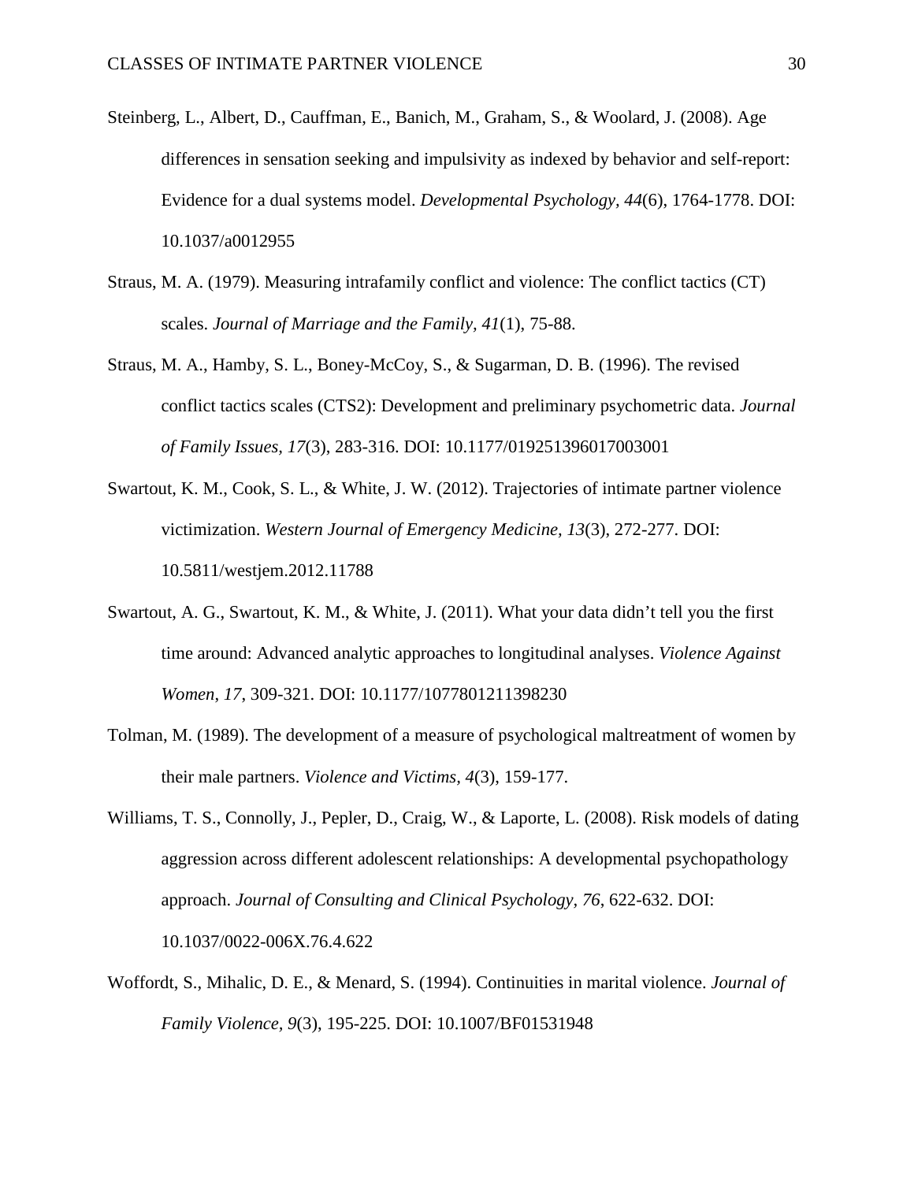Steinberg, L., Albert, D., Cauffman, E., Banich, M., Graham, S., & Woolard, J. (2008). Age differences in sensation seeking and impulsivity as indexed by behavior and self-report: Evidence for a dual systems model. *Developmental Psychology, 44*(6), 1764-1778. DOI: 10.1037/a0012955

Straus, M. A. (1979). Measuring intrafamily conflict and violence: The conflict tactics (CT) scales. *Journal of Marriage and the Family, 41*(1), 75-88.

Straus, M. A., Hamby, S. L., Boney-McCoy, S., & Sugarman, D. B. (1996). The revised conflict tactics scales (CTS2): Development and preliminary psychometric data. *Journal of Family Issues, 17*(3), 283-316. DOI: 10.1177/019251396017003001

Swartout, K. M., Cook, S. L., & White, J. W. (2012). Trajectories of intimate partner violence victimization. *Western Journal of Emergency Medicine, 13*(3), 272-277. DOI: 10.5811/westjem.2012.11788

Swartout, A. G., Swartout, K. M., & White, J. (2011). What your data didn't tell you the first time around: Advanced analytic approaches to longitudinal analyses. *Violence Against Women, 17*, 309-321. DOI: 10.1177/1077801211398230

Tolman, M. (1989). The development of a measure of psychological maltreatment of women by their male partners. *Violence and Victims, 4*(3), 159-177.

Williams, T. S., Connolly, J., Pepler, D., Craig, W., & Laporte, L. (2008). Risk models of dating aggression across different adolescent relationships: A developmental psychopathology approach. *Journal of Consulting and Clinical Psychology, 76*, 622-632. DOI: 10.1037/0022-006X.76.4.622

Woffordt, S., Mihalic, D. E., & Menard, S. (1994). Continuities in marital violence. *Journal of Family Violence, 9*(3), 195-225. DOI: 10.1007/BF01531948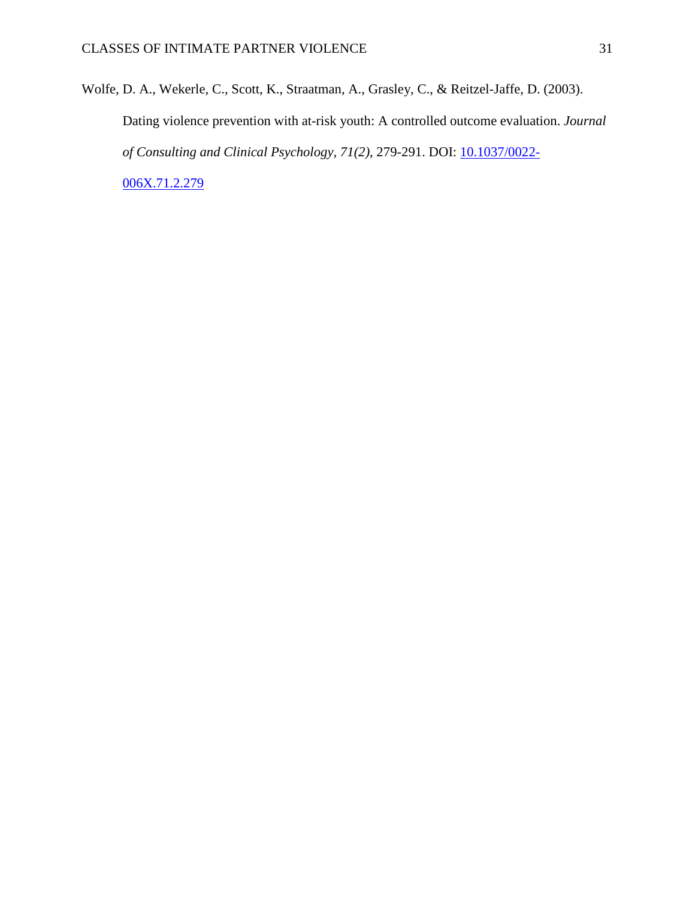Wolfe, D. A., Wekerle, C., Scott, K., Straatman, A., Grasley, C., & Reitzel-Jaffe, D. (2003). Dating violence prevention with at-risk youth: A controlled outcome evaluation. *Journal of Consulting and Clinical Psychology*, *71(2)*, 279-291. DOI: 10.1037/0022-006X.71.2.279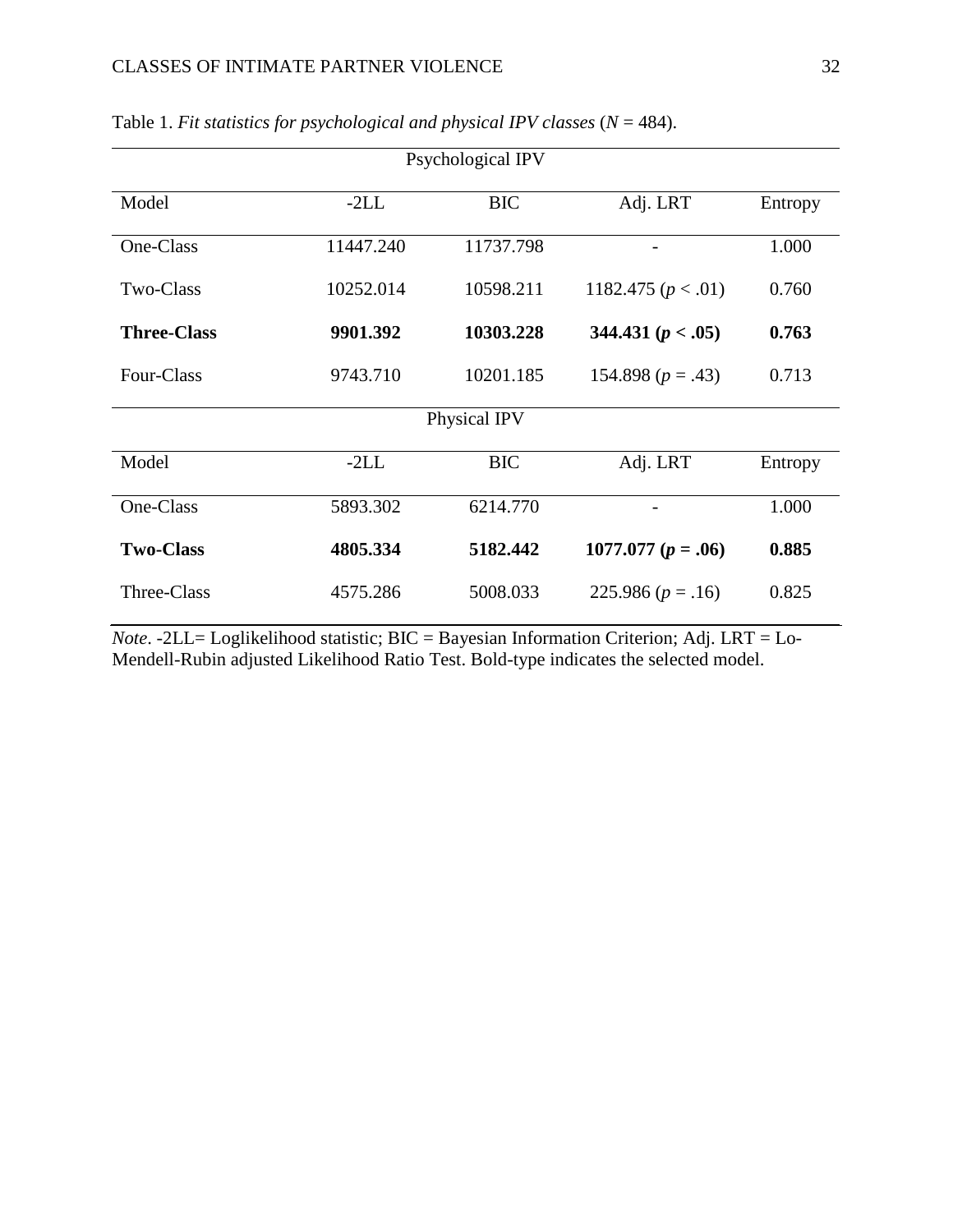Table 1. *Fit statistics for psychological and physical IPV classes* ($N$ = 484).

| Psychological IPV | | | | |
|---|---|---|---|---|
| Model | -2LL | BIC | Adj. LRT | Entropy |
| One-Class | 11447.240 | 11737.798 | - | 1.000 |
| Two-Class | 10252.014 | 10598.211 | 1182.475 ($p < .01$) | 0.760 |
| **Three-Class** | **9901.392** | **10303.228** | **344.431 ($p < .05$)** | **0.763** |
| Four-Class | 9743.710 | 10201.185 | 154.898 ($p = .43$) | 0.713 |
| **Physical IPV** | | | | |
| Model | -2LL | BIC | Adj. LRT | Entropy |
| One-Class | 5893.302 | 6214.770 | - | 1.000 |
| **Two-Class** | **4805.334** | **5182.442** | **1077.077 ($p = .06$)** | **0.885** |
| Three-Class | 4575.286 | 5008.033 | 225.986 ($p = .16$) | 0.825 |

*Note*. -2LL= Loglikelihood statistic; BIC = Bayesian Information Criterion; Adj. LRT = Lo-Mendell-Rubin adjusted Likelihood Ratio Test. Bold-type indicates the selected model.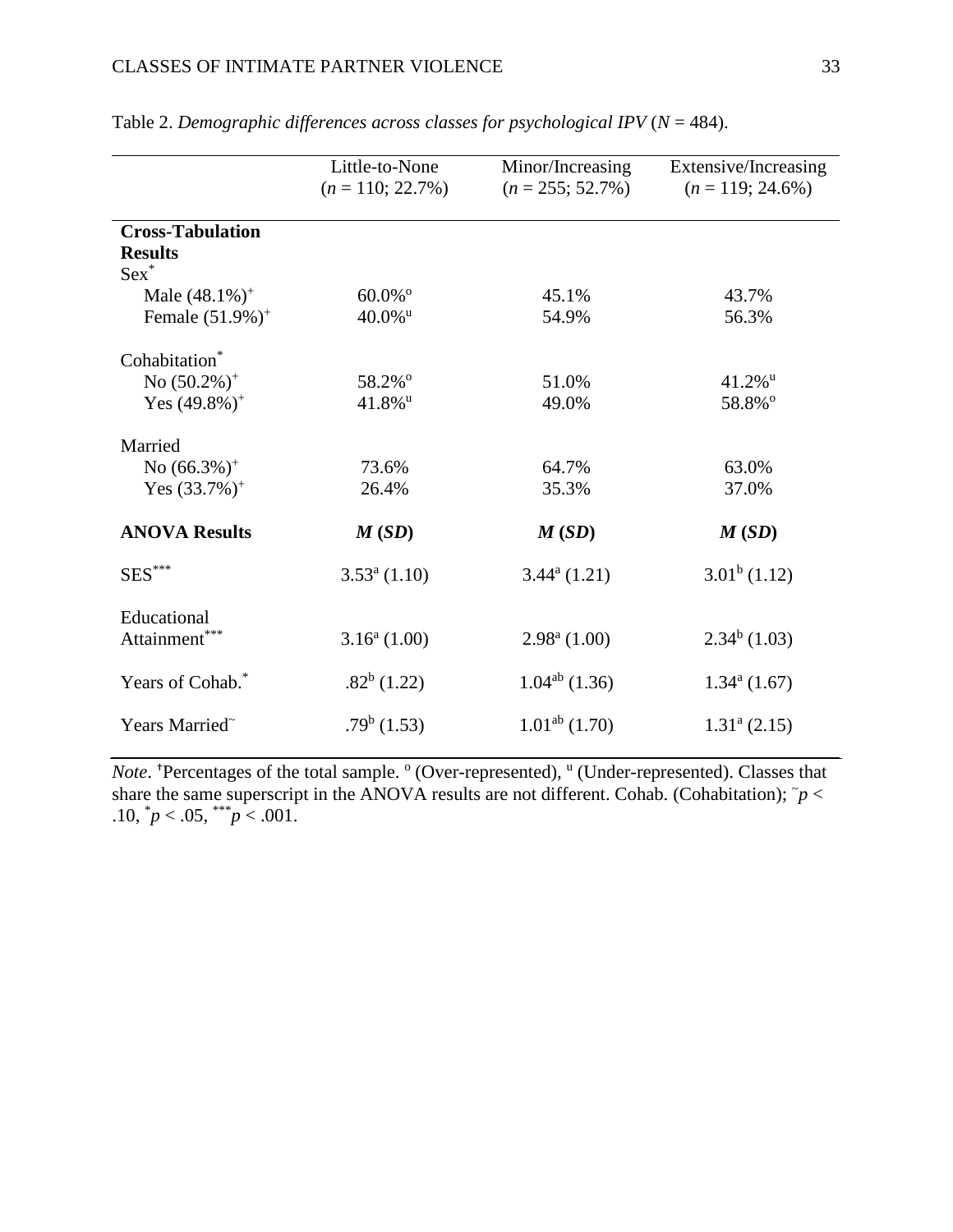Table 2. *Demographic differences across classes for psychological IPV* ($N$ = 484).

| | Little-to-None ($n$ = 110; 22.7%) | Minor/Increasing ($n$ = 255; 52.7%) | Extensive/Increasing ($n$ = 119; 24.6%) |
|---|---|---|---|
| **Cross-Tabulation Results** | | | |
| Sex* | | | |
| Male (48.1%)⁺ | 60.0%[o] | 45.1% | 43.7% |
| Female (51.9%)⁺ | 40.0%[u] | 54.9% | 56.3% |
| Cohabitation* | | | |
| No (50.2%)⁺ | 58.2%[o] | 51.0% | 41.2%[u] |
| Yes (49.8%)⁺ | 41.8%[u] | 49.0% | 58.8%[o] |
| Married | | | |
| No (66.3%)⁺ | 73.6% | 64.7% | 63.0% |
| Yes (33.7%)⁺ | 26.4% | 35.3% | 37.0% |
| **ANOVA Results** | ***M* (*SD*)** | ***M* (*SD*)** | ***M* (*SD*)** |
| SES*** | 3.53[a] (1.10) | 3.44[a] (1.21) | 3.01[b] (1.12) |
| Educational Attainment*** | 3.16[a] (1.00) | 2.98[a] (1.00) | 2.34[b] (1.03) |
| Years of Cohab.* | .82[b] (1.22) | 1.04[ab] (1.36) | 1.34[a] (1.67) |
| Years Married~ | .79[b] (1.53) | 1.01[ab] (1.70) | 1.31[a] (2.15) |

*Note*. ⁺Percentages of the total sample. [o] (Over-represented), [u] (Under-represented). Classes that share the same superscript in the ANOVA results are not different. Cohab. (Cohabitation); ~$p$ < .10, *$p$ < .05, ***$p$ < .001.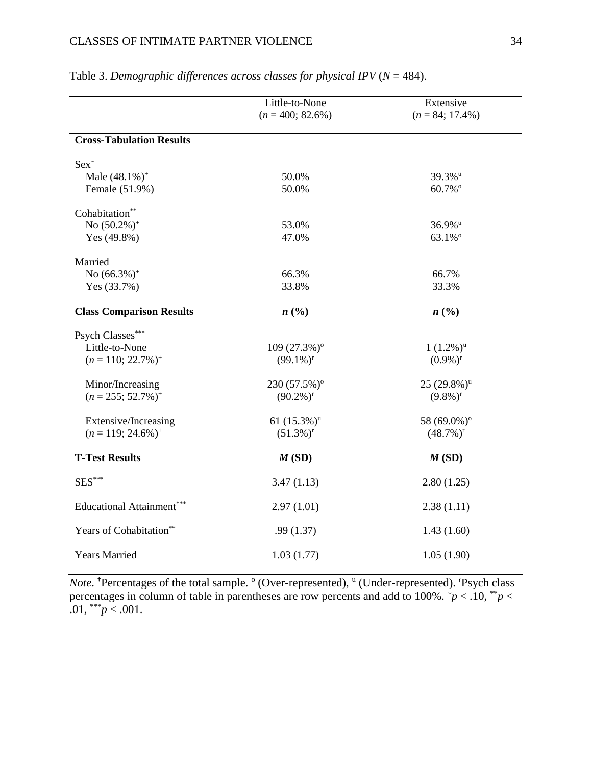Table 3. *Demographic differences across classes for physical IPV* ($N$ = 484).

| | Little-to-None ($n$ = 400; 82.6%) | Extensive ($n$ = 84; 17.4%) |
|---|---|---|
| **Cross-Tabulation Results** | | |
| Sex[~] | | |
| Male (48.1%)[+] | 50.0% | 39.3%[u] |
| Female (51.9%)[+] | 50.0% | 60.7%[o] |
| Cohabitation[**] | | |
| No (50.2%)[+] | 53.0% | 36.9%[u] |
| Yes (49.8%)[+] | 47.0% | 63.1%[o] |
| Married | | |
| No (66.3%)[+] | 66.3% | 66.7% |
| Yes (33.7%)[+] | 33.8% | 33.3% |
| **Class Comparison Results** | ***n* (%)** | ***n* (%)** |
| Psych Classes[***] | | |
| Little-to-None ($n$ = 110; 22.7%)[+] | 109 (27.3%)[o] (99.1%)[r] | 1 (1.2%)[u] (0.9%)[r] |
| Minor/Increasing ($n$ = 255; 52.7%)[+] | 230 (57.5%)[o] (90.2%)[r] | 25 (29.8%)[u] (9.8%)[r] |
| Extensive/Increasing ($n$ = 119; 24.6%)[+] | 61 (15.3%)[u] (51.3%)[r] | 58 (69.0%)[o] (48.7%)[r] |
| **T-Test Results** | ***M* (SD)** | ***M* (SD)** |
| SES[***] | 3.47 (1.13) | 2.80 (1.25) |
| Educational Attainment[***] | 2.97 (1.01) | 2.38 (1.11) |
| Years of Cohabitation[**] | .99 (1.37) | 1.43 (1.60) |
| Years Married | 1.03 (1.77) | 1.05 (1.90) |

*Note*. [+]Percentages of the total sample. [o] (Over-represented), [u] (Under-represented). [r]Psych class percentages in column of table in parentheses are row percents and add to 100%. [~]$p < .10$, [**]$p < .01$, [***]$p < .001$.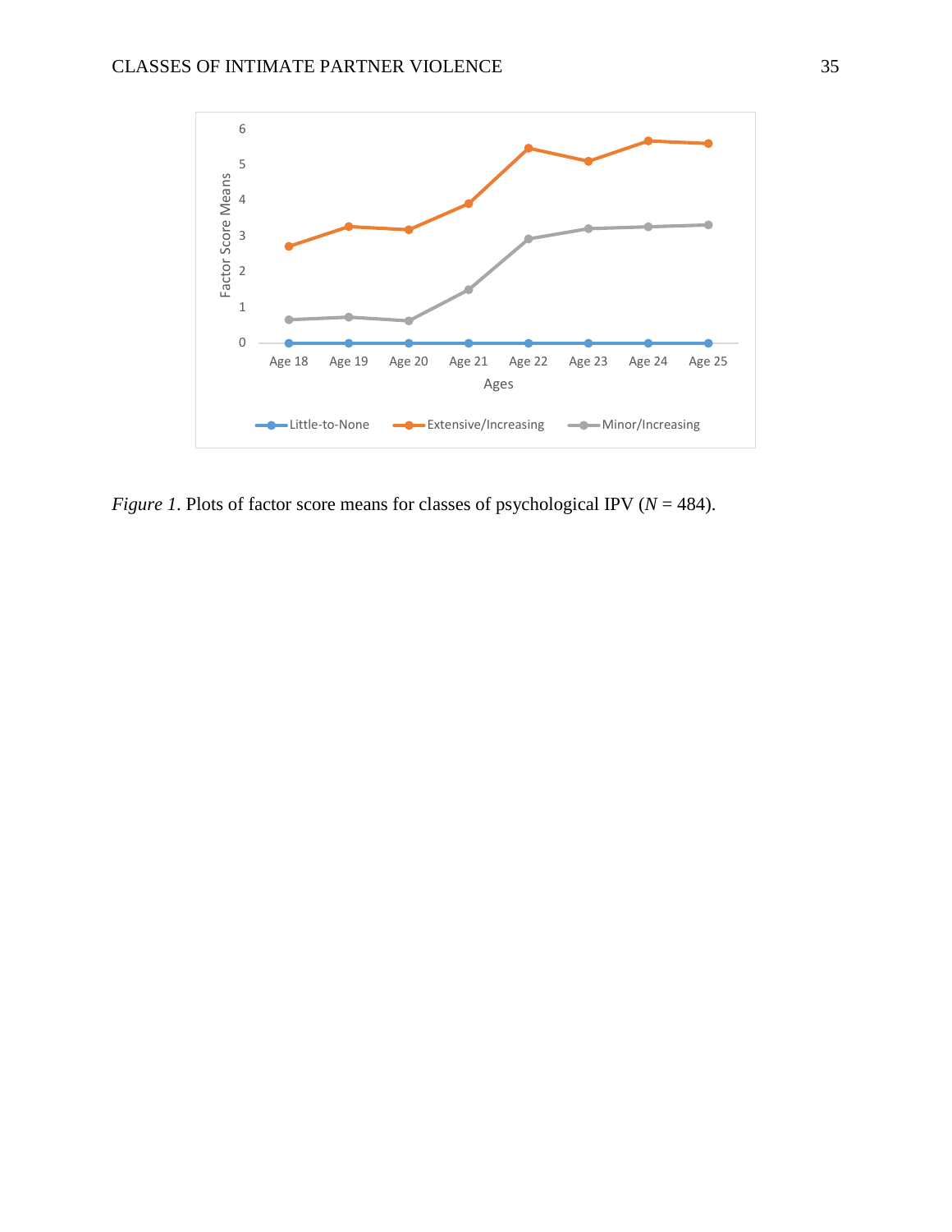*Figure 1*. Plots of factor score means for classes of psychological IPV ($N$ = 484).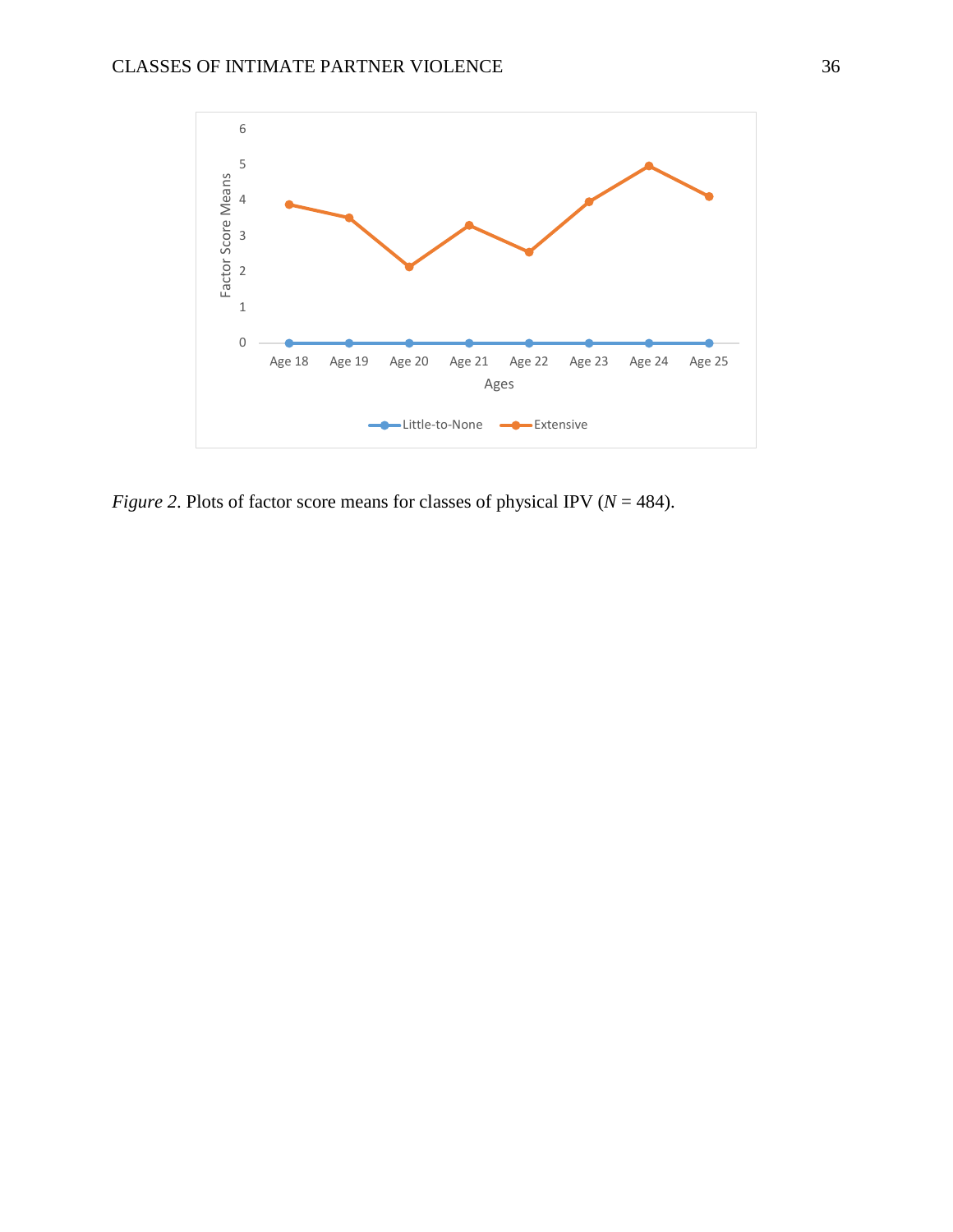6
5
4
3
2
1
0

Factor Score Means

Age 18 Age 19 Age 20 Age 21 Age 22 Age 23 Age 24 Age 25

Ages

Little-to-None Extensive

*Figure 2*. Plots of factor score means for classes of physical IPV (*N* = 484).